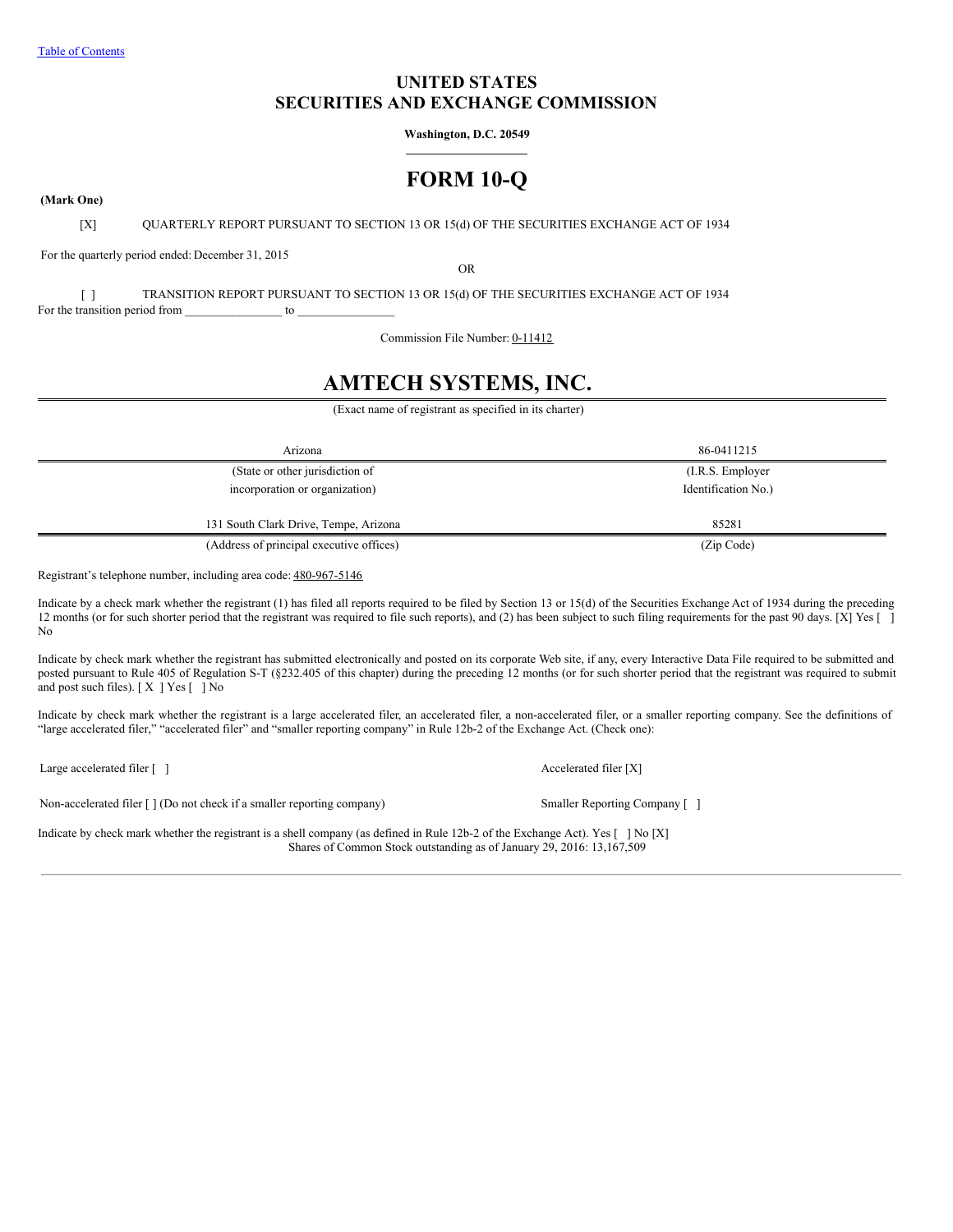Table of Contents

# UNITED STATES
# SECURITIES AND EXCHANGE COMMISSION

**Washington, D.C. 20549**

# FORM 10-Q

**(Mark One)**

[X] QUARTERLY REPORT PURSUANT TO SECTION 13 OR 15(d) OF THE SECURITIES EXCHANGE ACT OF 1934

For the quarterly period ended: December 31, 2015

OR

[ ] TRANSITION REPORT PURSUANT TO SECTION 13 OR 15(d) OF THE SECURITIES EXCHANGE ACT OF 1934

For the transition period from _______________ to _______________

Commission File Number: 0-11412

# AMTECH SYSTEMS, INC.

(Exact name of registrant as specified in its charter)

| Arizona | 86-0411215 |
|---|---|
| (State or other jurisdiction of incorporation or organization) | (I.R.S. Employer Identification No.) |
| 131 South Clark Drive, Tempe, Arizona | 85281 |
| (Address of principal executive offices) | (Zip Code) |

Registrant's telephone number, including area code: 480-967-5146

Indicate by a check mark whether the registrant (1) has filed all reports required to be filed by Section 13 or 15(d) of the Securities Exchange Act of 1934 during the preceding 12 months (or for such shorter period that the registrant was required to file such reports), and (2) has been subject to such filing requirements for the past 90 days. [X] Yes [ ] No

Indicate by check mark whether the registrant has submitted electronically and posted on its corporate Web site, if any, every Interactive Data File required to be submitted and posted pursuant to Rule 405 of Regulation S-T (§232.405 of this chapter) during the preceding 12 months (or for such shorter period that the registrant was required to submit and post such files). [ X ] Yes [ ] No

Indicate by check mark whether the registrant is a large accelerated filer, an accelerated filer, a non-accelerated filer, or a smaller reporting company. See the definitions of "large accelerated filer," "accelerated filer" and "smaller reporting company" in Rule 12b-2 of the Exchange Act. (Check one):

| | |
|---|---|
| Large accelerated filer [ ] | Accelerated filer [X] |
| Non-accelerated filer [ ] (Do not check if a smaller reporting company) | Smaller Reporting Company [ ] |

Indicate by check mark whether the registrant is a shell company (as defined in Rule 12b-2 of the Exchange Act). Yes [ ] No [X]

Shares of Common Stock outstanding as of January 29, 2016: 13,167,509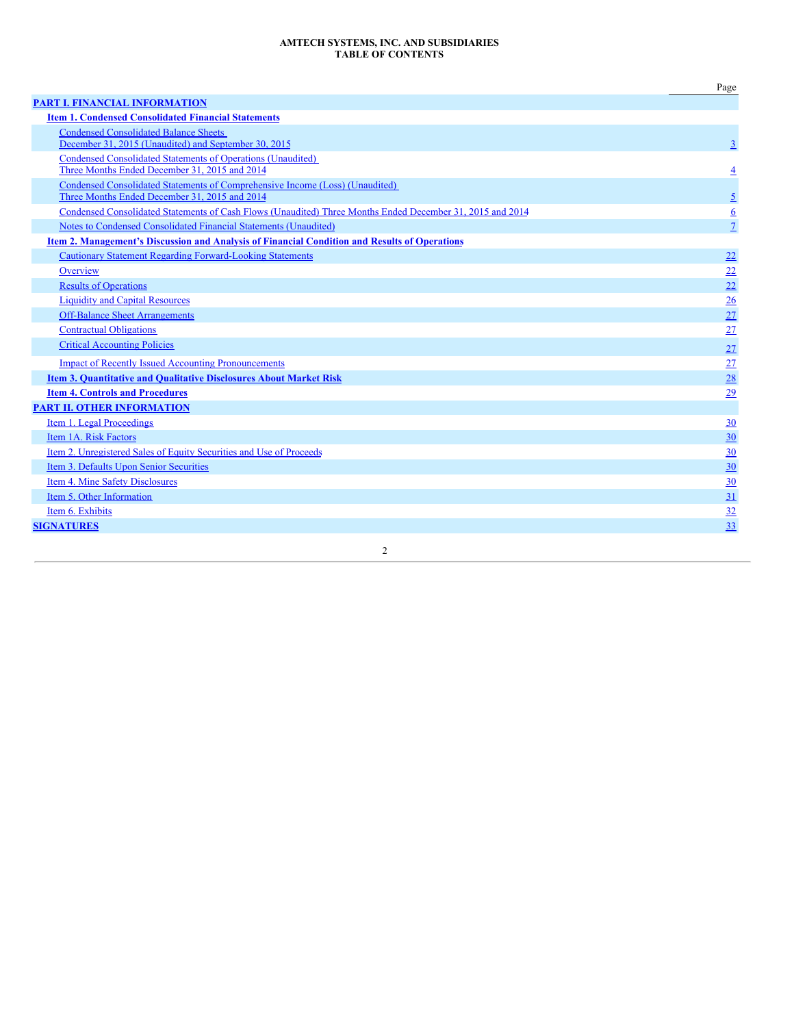**AMTECH SYSTEMS, INC. AND SUBSIDIARIES**
**TABLE OF CONTENTS**

| | Page |
|---|---|
| **PART I. FINANCIAL INFORMATION** | |
| **Item 1. Condensed Consolidated Financial Statements** | |
| Condensed Consolidated Balance Sheets December 31, 2015 (Unaudited) and September 30, 2015 | 3 |
| Condensed Consolidated Statements of Operations (Unaudited) Three Months Ended December 31, 2015 and 2014 | 4 |
| Condensed Consolidated Statements of Comprehensive Income (Loss) (Unaudited) Three Months Ended December 31, 2015 and 2014 | 5 |
| Condensed Consolidated Statements of Cash Flows (Unaudited) Three Months Ended December 31, 2015 and 2014 | 6 |
| Notes to Condensed Consolidated Financial Statements (Unaudited) | 7 |
| **Item 2. Management's Discussion and Analysis of Financial Condition and Results of Operations** | |
| Cautionary Statement Regarding Forward-Looking Statements | 22 |
| Overview | 22 |
| Results of Operations | 22 |
| Liquidity and Capital Resources | 26 |
| Off-Balance Sheet Arrangements | 27 |
| Contractual Obligations | 27 |
| Critical Accounting Policies | 27 |
| Impact of Recently Issued Accounting Pronouncements | 27 |
| **Item 3. Quantitative and Qualitative Disclosures About Market Risk** | 28 |
| **Item 4. Controls and Procedures** | 29 |
| **PART II. OTHER INFORMATION** | |
| Item 1. Legal Proceedings | 30 |
| Item 1A. Risk Factors | 30 |
| Item 2. Unregistered Sales of Equity Securities and Use of Proceeds | 30 |
| Item 3. Defaults Upon Senior Securities | 30 |
| Item 4. Mine Safety Disclosures | 30 |
| Item 5. Other Information | 31 |
| Item 6. Exhibits | 32 |
| **SIGNATURES** | 33 |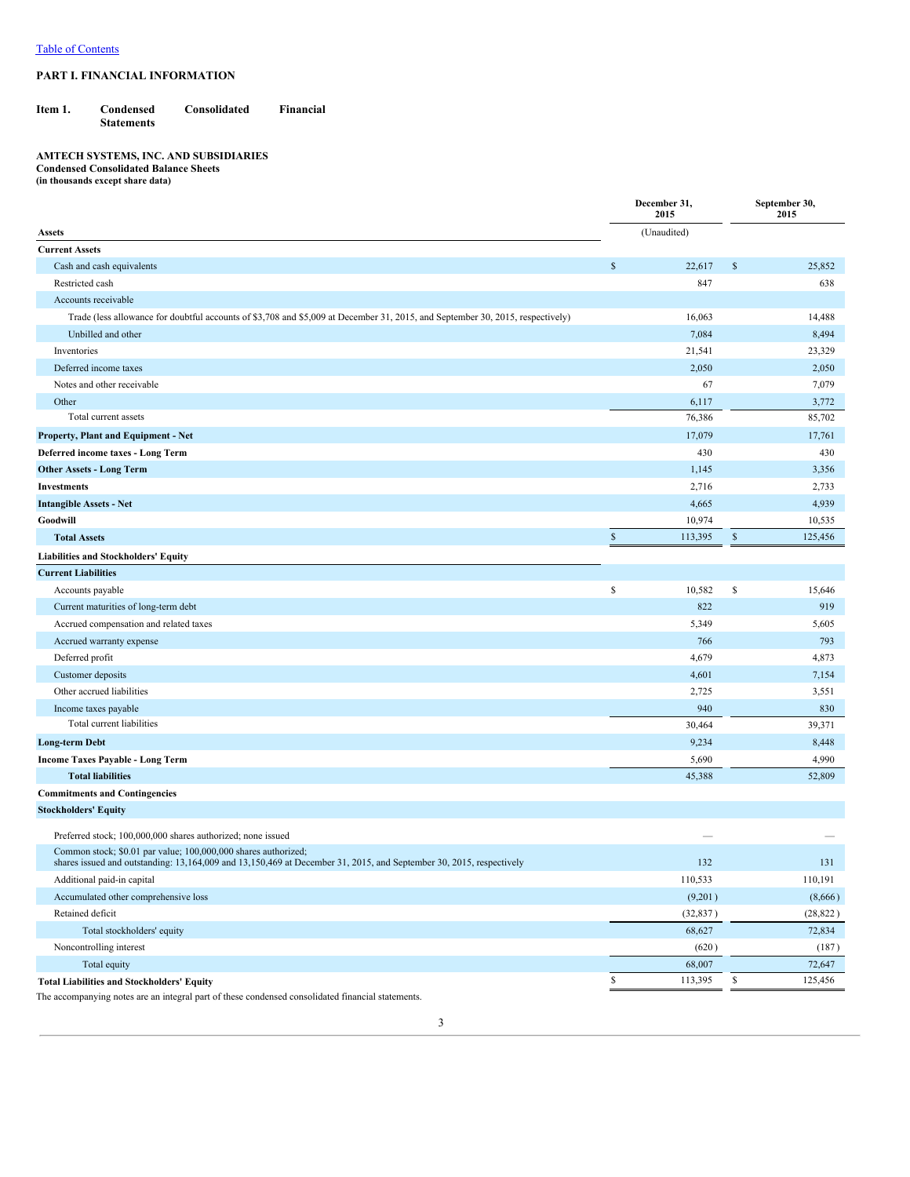Table of Contents

# PART I. FINANCIAL INFORMATION

## Item 1. Condensed Consolidated Financial Statements

### AMTECH SYSTEMS, INC. AND SUBSIDIARIES
**Condensed Consolidated Balance Sheets**
**(in thousands except share data)**

| | December 31, 2015 | September 30, 2015 |
|---|---|---|
| **Assets** | (Unaudited) | |
| **Current Assets** | | |
| Cash and cash equivalents | $ 22,617 | $ 25,852 |
| Restricted cash | 847 | 638 |
| Accounts receivable | | |
| Trade (less allowance for doubtful accounts of $3,708 and $5,009 at December 31, 2015, and September 30, 2015, respectively) | 16,063 | 14,488 |
| Unbilled and other | 7,084 | 8,494 |
| Inventories | 21,541 | 23,329 |
| Deferred income taxes | 2,050 | 2,050 |
| Notes and other receivable | 67 | 7,079 |
| Other | 6,117 | 3,772 |
| Total current assets | 76,386 | 85,702 |
| **Property, Plant and Equipment - Net** | 17,079 | 17,761 |
| **Deferred income taxes - Long Term** | 430 | 430 |
| **Other Assets - Long Term** | 1,145 | 3,356 |
| **Investments** | 2,716 | 2,733 |
| **Intangible Assets - Net** | 4,665 | 4,939 |
| **Goodwill** | 10,974 | 10,535 |
| **Total Assets** | $ 113,395 | $ 125,456 |
| **Liabilities and Stockholders' Equity** | | |
| **Current Liabilities** | | |
| Accounts payable | $ 10,582 | $ 15,646 |
| Current maturities of long-term debt | 822 | 919 |
| Accrued compensation and related taxes | 5,349 | 5,605 |
| Accrued warranty expense | 766 | 793 |
| Deferred profit | 4,679 | 4,873 |
| Customer deposits | 4,601 | 7,154 |
| Other accrued liabilities | 2,725 | 3,551 |
| Income taxes payable | 940 | 830 |
| Total current liabilities | 30,464 | 39,371 |
| **Long-term Debt** | 9,234 | 8,448 |
| **Income Taxes Payable - Long Term** | 5,690 | 4,990 |
| **Total liabilities** | 45,388 | 52,809 |
| **Commitments and Contingencies** | | |
| **Stockholders' Equity** | | |
| Preferred stock; 100,000,000 shares authorized; none issued | — | — |
| Common stock; $0.01 par value; 100,000,000 shares authorized; shares issued and outstanding: 13,164,009 and 13,150,469 at December 31, 2015, and September 30, 2015, respectively | 132 | 131 |
| Additional paid-in capital | 110,533 | 110,191 |
| Accumulated other comprehensive loss | (9,201) | (8,666) |
| Retained deficit | (32,837) | (28,822) |
| Total stockholders' equity | 68,627 | 72,834 |
| Noncontrolling interest | (620) | (187) |
| Total equity | 68,007 | 72,647 |
| **Total Liabilities and Stockholders' Equity** | $ 113,395 | $ 125,456 |

The accompanying notes are an integral part of these condensed consolidated financial statements.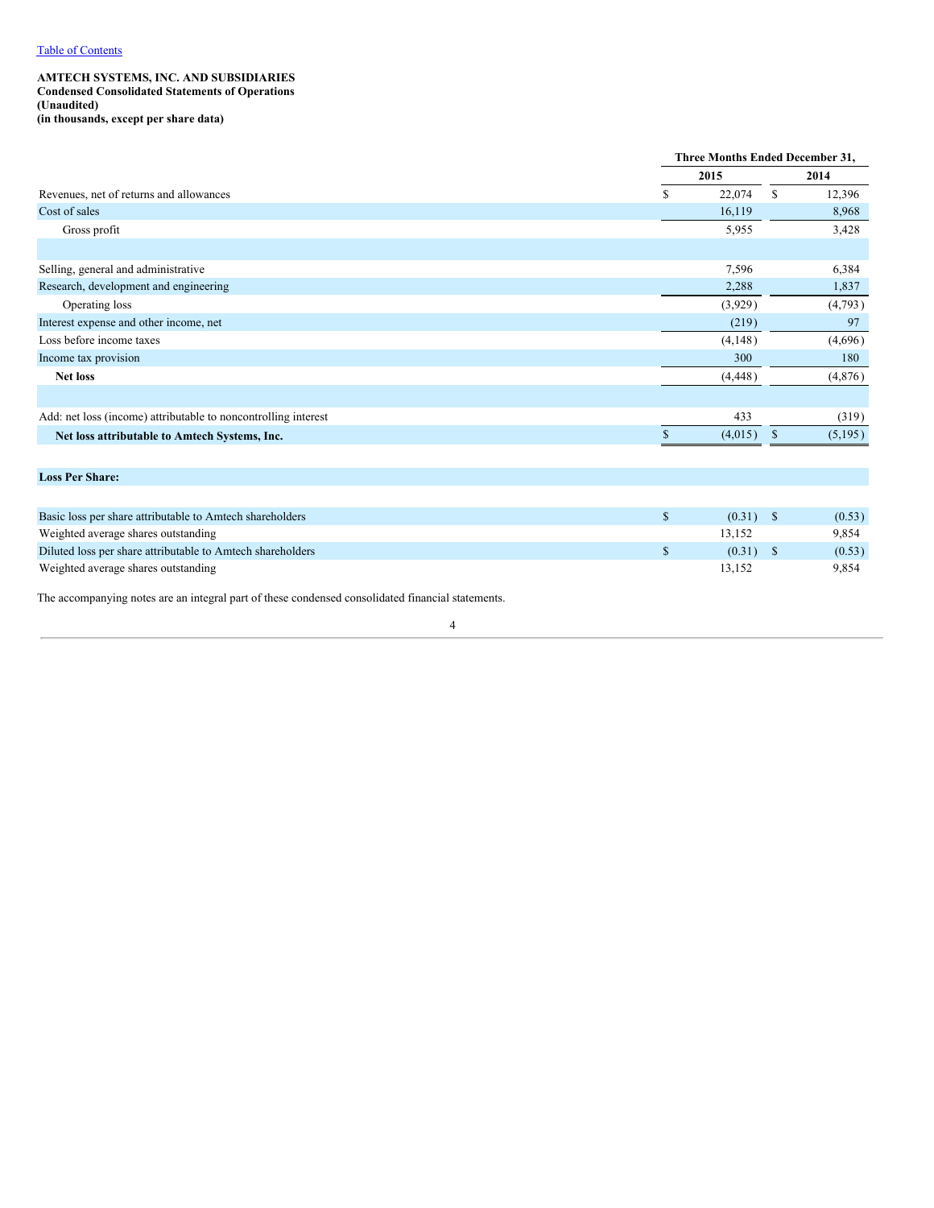[Table of Contents](#)

**AMTECH SYSTEMS, INC. AND SUBSIDIARIES**
**Condensed Consolidated Statements of Operations**
**(Unaudited)**
**(in thousands, except per share data)**

| | Three Months Ended December 31, | |
|---|---|---|
| | 2015 | 2014 |
| Revenues, net of returns and allowances | $ 22,074 | $ 12,396 |
| Cost of sales | 16,119 | 8,968 |
| Gross profit | 5,955 | 3,428 |
| | | |
| Selling, general and administrative | 7,596 | 6,384 |
| Research, development and engineering | 2,288 | 1,837 |
| Operating loss | (3,929) | (4,793) |
| Interest expense and other income, net | (219) | 97 |
| Loss before income taxes | (4,148) | (4,696) |
| Income tax provision | 300 | 180 |
| **Net loss** | (4,448) | (4,876) |
| | | |
| Add: net loss (income) attributable to noncontrolling interest | 433 | (319) |
| **Net loss attributable to Amtech Systems, Inc.** | $ (4,015) | $ (5,195) |
| | | |
| **Loss Per Share:** | | |
| | | |
| Basic loss per share attributable to Amtech shareholders | $ (0.31) | $ (0.53) |
| Weighted average shares outstanding | 13,152 | 9,854 |
| Diluted loss per share attributable to Amtech shareholders | $ (0.31) | $ (0.53) |
| Weighted average shares outstanding | 13,152 | 9,854 |

The accompanying notes are an integral part of these condensed consolidated financial statements.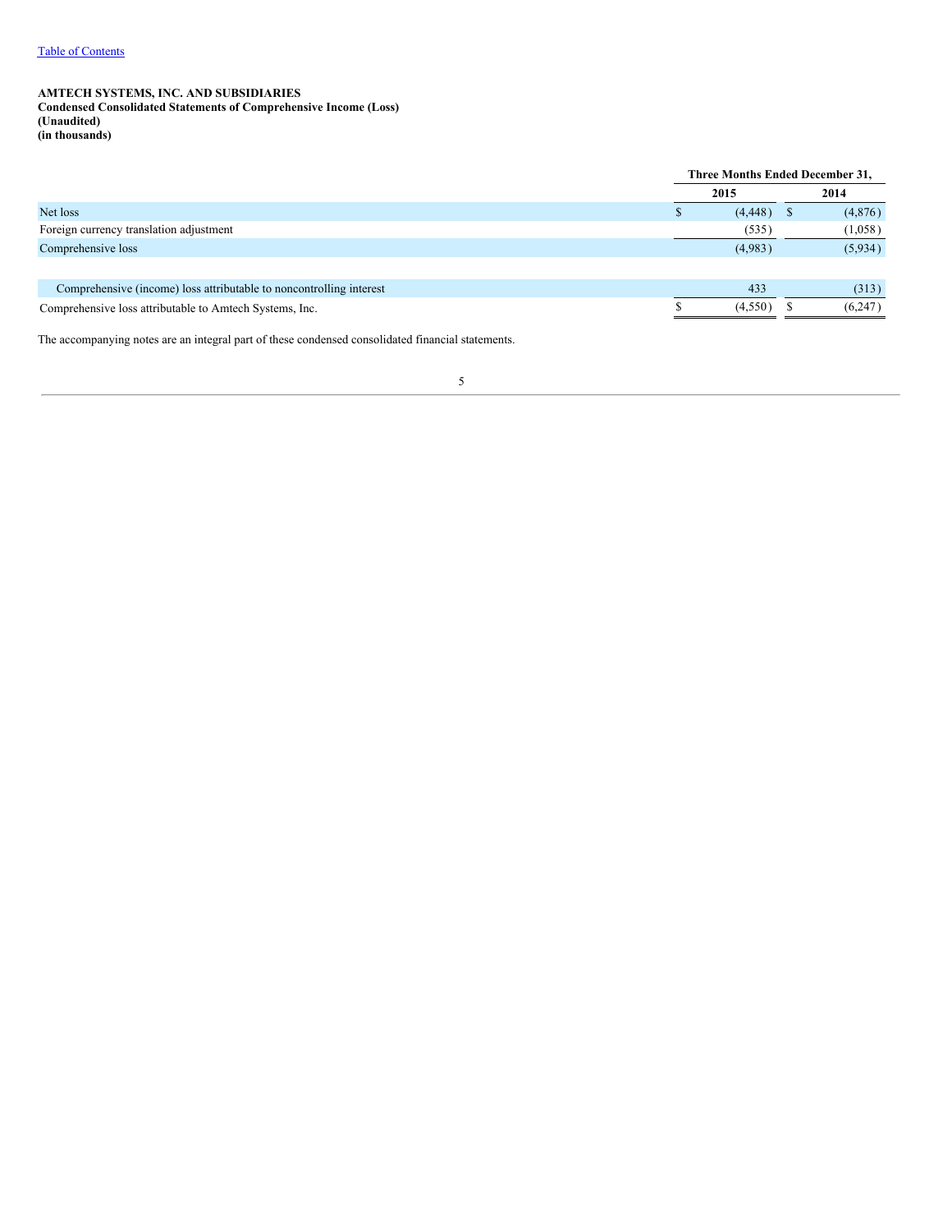Table of Contents

**AMTECH SYSTEMS, INC. AND SUBSIDIARIES**
**Condensed Consolidated Statements of Comprehensive Income (Loss)**
**(Unaudited)**
**(in thousands)**

| | Three Months Ended December 31, | |
|---|---|---|
| | **2015** | **2014** |
| Net loss | $ (4,448) | $ (4,876) |
| Foreign currency translation adjustment | (535) | (1,058) |
| Comprehensive loss | (4,983) | (5,934) |
| | | |
| Comprehensive (income) loss attributable to noncontrolling interest | 433 | (313) |
| Comprehensive loss attributable to Amtech Systems, Inc. | $ (4,550) | $ (6,247) |

The accompanying notes are an integral part of these condensed consolidated financial statements.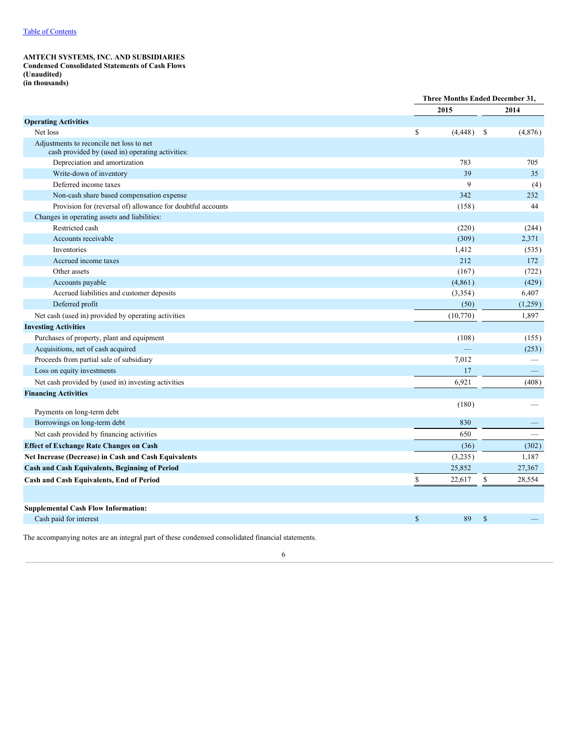**AMTECH SYSTEMS, INC. AND SUBSIDIARIES**
**Condensed Consolidated Statements of Cash Flows**
**(Unaudited)**
**(in thousands)**

| | Three Months Ended December 31, | |
|---|---|---|
| | 2015 | 2014 |
| **Operating Activities** | | |
| Net loss | $ (4,448) | $ (4,876) |
| Adjustments to reconcile net loss to net cash provided by (used in) operating activities: | | |
| Depreciation and amortization | 783 | 705 |
| Write-down of inventory | 39 | 35 |
| Deferred income taxes | 9 | (4) |
| Non-cash share based compensation expense | 342 | 232 |
| Provision for (reversal of) allowance for doubtful accounts | (158) | 44 |
| Changes in operating assets and liabilities: | | |
| Restricted cash | (220) | (244) |
| Accounts receivable | (309) | 2,371 |
| Inventories | 1,412 | (535) |
| Accrued income taxes | 212 | 172 |
| Other assets | (167) | (722) |
| Accounts payable | (4,861) | (429) |
| Accrued liabilities and customer deposits | (3,354) | 6,407 |
| Deferred profit | (50) | (1,259) |
| Net cash (used in) provided by operating activities | (10,770) | 1,897 |
| **Investing Activities** | | |
| Purchases of property, plant and equipment | (108) | (155) |
| Acquisitions, net of cash acquired | — | (253) |
| Proceeds from partial sale of subsidiary | 7,012 | — |
| Loss on equity investments | 17 | — |
| Net cash provided by (used in) investing activities | 6,921 | (408) |
| **Financing Activities** | | |
| Payments on long-term debt | (180) | — |
| Borrowings on long-term debt | 830 | — |
| Net cash provided by financing activities | 650 | — |
| **Effect of Exchange Rate Changes on Cash** | (36) | (302) |
| **Net Increase (Decrease) in Cash and Cash Equivalents** | (3,235) | 1,187 |
| **Cash and Cash Equivalents, Beginning of Period** | 25,852 | 27,367 |
| **Cash and Cash Equivalents, End of Period** | $ 22,617 | $ 28,554 |
| | | |
| **Supplemental Cash Flow Information:** | | |
| Cash paid for interest | $ 89 | $ — |

The accompanying notes are an integral part of these condensed consolidated financial statements.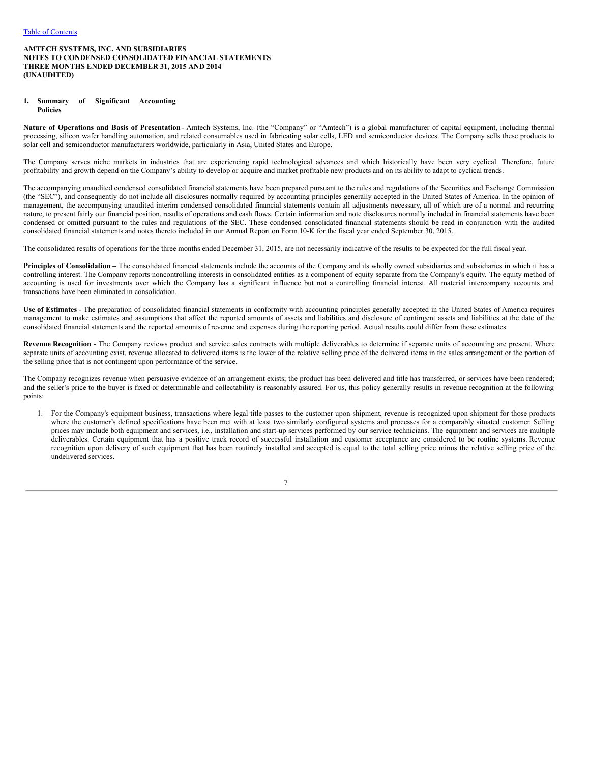**AMTECH SYSTEMS, INC. AND SUBSIDIARIES**
**NOTES TO CONDENSED CONSOLIDATED FINANCIAL STATEMENTS**
**THREE MONTHS ENDED DECEMBER 31, 2015 AND 2014**
**(UNAUDITED)**

## 1. Summary of Significant Accounting Policies

**Nature of Operations and Basis of Presentation** - Amtech Systems, Inc. (the "Company" or "Amtech") is a global manufacturer of capital equipment, including thermal processing, silicon wafer handling automation, and related consumables used in fabricating solar cells, LED and semiconductor devices. The Company sells these products to solar cell and semiconductor manufacturers worldwide, particularly in Asia, United States and Europe.

The Company serves niche markets in industries that are experiencing rapid technological advances and which historically have been very cyclical. Therefore, future profitability and growth depend on the Company's ability to develop or acquire and market profitable new products and on its ability to adapt to cyclical trends.

The accompanying unaudited condensed consolidated financial statements have been prepared pursuant to the rules and regulations of the Securities and Exchange Commission (the "SEC"), and consequently do not include all disclosures normally required by accounting principles generally accepted in the United States of America. In the opinion of management, the accompanying unaudited interim condensed consolidated financial statements contain all adjustments necessary, all of which are of a normal and recurring nature, to present fairly our financial position, results of operations and cash flows. Certain information and note disclosures normally included in financial statements have been condensed or omitted pursuant to the rules and regulations of the SEC. These condensed consolidated financial statements should be read in conjunction with the audited consolidated financial statements and notes thereto included in our Annual Report on Form 10-K for the fiscal year ended September 30, 2015.

The consolidated results of operations for the three months ended December 31, 2015, are not necessarily indicative of the results to be expected for the full fiscal year.

**Principles of Consolidation –** The consolidated financial statements include the accounts of the Company and its wholly owned subsidiaries and subsidiaries in which it has a controlling interest. The Company reports noncontrolling interests in consolidated entities as a component of equity separate from the Company's equity. The equity method of accounting is used for investments over which the Company has a significant influence but not a controlling financial interest. All material intercompany accounts and transactions have been eliminated in consolidation.

**Use of Estimates** - The preparation of consolidated financial statements in conformity with accounting principles generally accepted in the United States of America requires management to make estimates and assumptions that affect the reported amounts of assets and liabilities and disclosure of contingent assets and liabilities at the date of the consolidated financial statements and the reported amounts of revenue and expenses during the reporting period. Actual results could differ from those estimates.

**Revenue Recognition** - The Company reviews product and service sales contracts with multiple deliverables to determine if separate units of accounting are present. Where separate units of accounting exist, revenue allocated to delivered items is the lower of the relative selling price of the delivered items in the sales arrangement or the portion of the selling price that is not contingent upon performance of the service.

The Company recognizes revenue when persuasive evidence of an arrangement exists; the product has been delivered and title has transferred, or services have been rendered; and the seller's price to the buyer is fixed or determinable and collectability is reasonably assured. For us, this policy generally results in revenue recognition at the following points:

1. For the Company's equipment business, transactions where legal title passes to the customer upon shipment, revenue is recognized upon shipment for those products where the customer's defined specifications have been met with at least two similarly configured systems and processes for a comparably situated customer. Selling prices may include both equipment and services, i.e., installation and start-up services performed by our service technicians. The equipment and services are multiple deliverables. Certain equipment that has a positive track record of successful installation and customer acceptance are considered to be routine systems. Revenue recognition upon delivery of such equipment that has been routinely installed and accepted is equal to the total selling price minus the relative selling price of the undelivered services.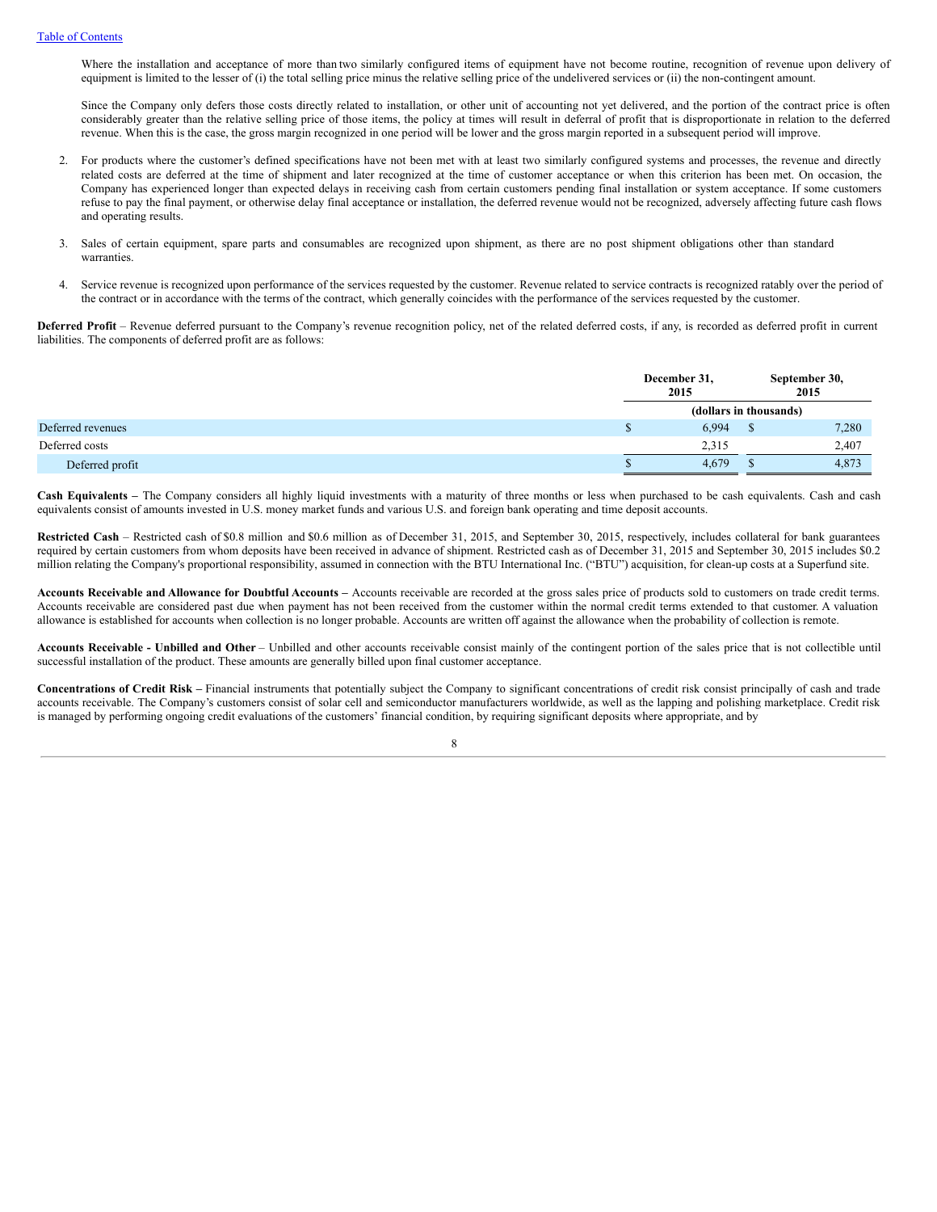Where the installation and acceptance of more than two similarly configured items of equipment have not become routine, recognition of revenue upon delivery of equipment is limited to the lesser of (i) the total selling price minus the relative selling price of the undelivered services or (ii) the non-contingent amount.

Since the Company only defers those costs directly related to installation, or other unit of accounting not yet delivered, and the portion of the contract price is often considerably greater than the relative selling price of those items, the policy at times will result in deferral of profit that is disproportionate in relation to the deferred revenue. When this is the case, the gross margin recognized in one period will be lower and the gross margin reported in a subsequent period will improve.

2. For products where the customer's defined specifications have not been met with at least two similarly configured systems and processes, the revenue and directly related costs are deferred at the time of shipment and later recognized at the time of customer acceptance or when this criterion has been met. On occasion, the Company has experienced longer than expected delays in receiving cash from certain customers pending final installation or system acceptance. If some customers refuse to pay the final payment, or otherwise delay final acceptance or installation, the deferred revenue would not be recognized, adversely affecting future cash flows and operating results.

3. Sales of certain equipment, spare parts and consumables are recognized upon shipment, as there are no post shipment obligations other than standard warranties.

4. Service revenue is recognized upon performance of the services requested by the customer. Revenue related to service contracts is recognized ratably over the period of the contract or in accordance with the terms of the contract, which generally coincides with the performance of the services requested by the customer.

**Deferred Profit** – Revenue deferred pursuant to the Company's revenue recognition policy, net of the related deferred costs, if any, is recorded as deferred profit in current liabilities. The components of deferred profit are as follows:

| | December 31, 2015 | September 30, 2015 |
|---|---|---|
| | (dollars in thousands) | |
| Deferred revenues | $ 6,994 | $ 7,280 |
| Deferred costs | 2,315 | 2,407 |
| Deferred profit | $ 4,679 | $ 4,873 |

**Cash Equivalents –** The Company considers all highly liquid investments with a maturity of three months or less when purchased to be cash equivalents. Cash and cash equivalents consist of amounts invested in U.S. money market funds and various U.S. and foreign bank operating and time deposit accounts.

**Restricted Cash** – Restricted cash of $0.8 million and $0.6 million as of December 31, 2015, and September 30, 2015, respectively, includes collateral for bank guarantees required by certain customers from whom deposits have been received in advance of shipment. Restricted cash as of December 31, 2015 and September 30, 2015 includes $0.2 million relating the Company's proportional responsibility, assumed in connection with the BTU International Inc. ("BTU") acquisition, for clean-up costs at a Superfund site.

**Accounts Receivable and Allowance for Doubtful Accounts –** Accounts receivable are recorded at the gross sales price of products sold to customers on trade credit terms. Accounts receivable are considered past due when payment has not been received from the customer within the normal credit terms extended to that customer. A valuation allowance is established for accounts when collection is no longer probable. Accounts are written off against the allowance when the probability of collection is remote.

**Accounts Receivable - Unbilled and Other** – Unbilled and other accounts receivable consist mainly of the contingent portion of the sales price that is not collectible until successful installation of the product. These amounts are generally billed upon final customer acceptance.

**Concentrations of Credit Risk –** Financial instruments that potentially subject the Company to significant concentrations of credit risk consist principally of cash and trade accounts receivable. The Company's customers consist of solar cell and semiconductor manufacturers worldwide, as well as the lapping and polishing marketplace. Credit risk is managed by performing ongoing credit evaluations of the customers' financial condition, by requiring significant deposits where appropriate, and by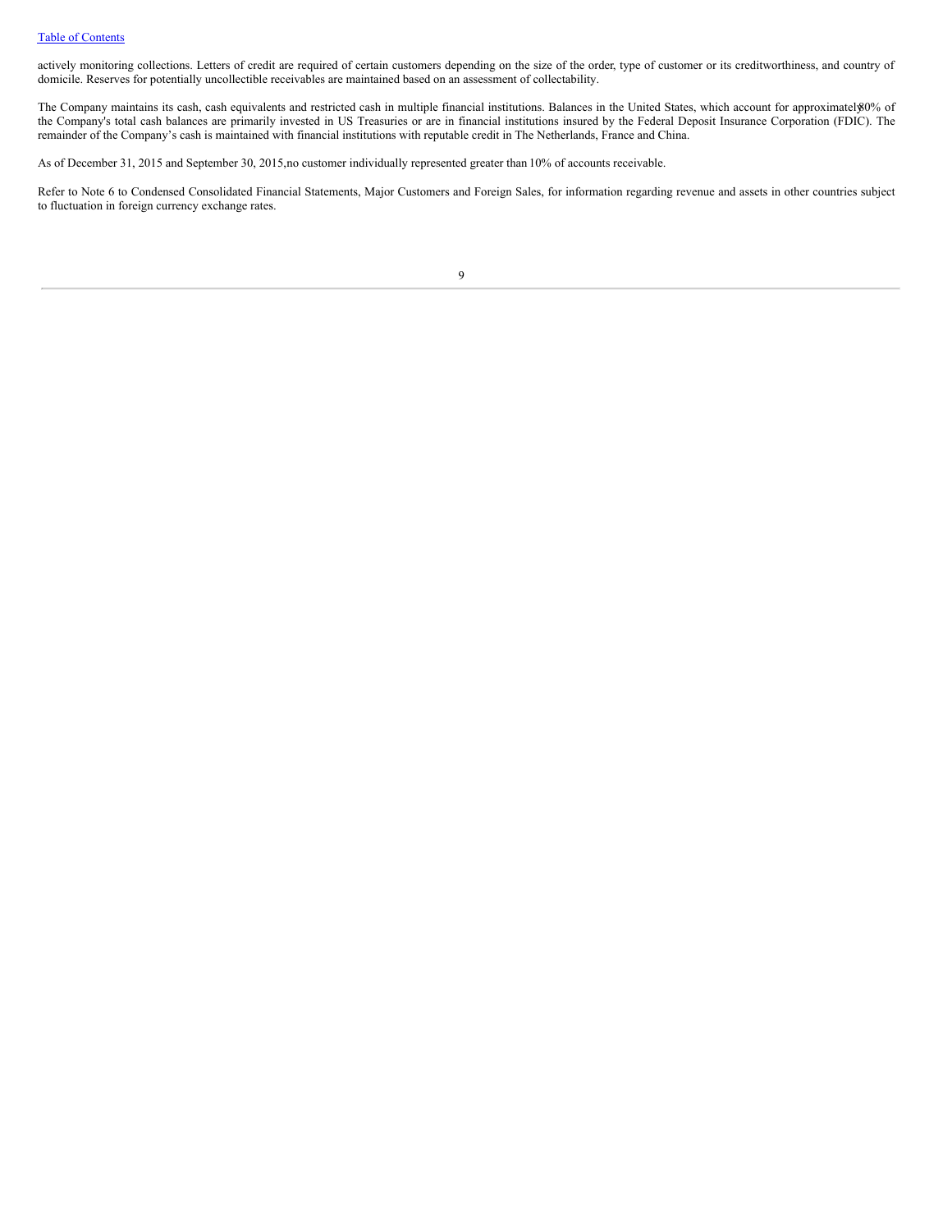actively monitoring collections. Letters of credit are required of certain customers depending on the size of the order, type of customer or its creditworthiness, and country of domicile. Reserves for potentially uncollectible receivables are maintained based on an assessment of collectability.

The Company maintains its cash, cash equivalents and restricted cash in multiple financial institutions. Balances in the United States, which account for approximately 80% of the Company's total cash balances are primarily invested in US Treasuries or are in financial institutions insured by the Federal Deposit Insurance Corporation (FDIC). The remainder of the Company's cash is maintained with financial institutions with reputable credit in The Netherlands, France and China.

As of December 31, 2015 and September 30, 2015, no customer individually represented greater than 10% of accounts receivable.

Refer to Note 6 to Condensed Consolidated Financial Statements, Major Customers and Foreign Sales, for information regarding revenue and assets in other countries subject to fluctuation in foreign currency exchange rates.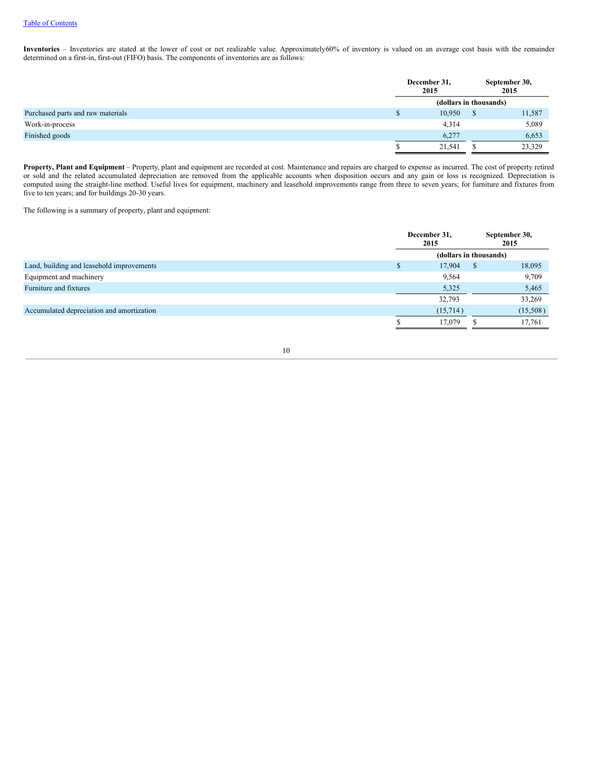**Inventories** – Inventories are stated at the lower of cost or net realizable value. Approximately60% of inventory is valued on an average cost basis with the remainder determined on a first-in, first-out (FIFO) basis. The components of inventories are as follows:

| | December 31, 2015 | September 30, 2015 |
|---|---|---|
| | (dollars in thousands) | |
| Purchased parts and raw materials | $ 10,950 | $ 11,587 |
| Work-in-process | 4,314 | 5,089 |
| Finished goods | 6,277 | 6,653 |
| | $ 21,541 | $ 23,329 |

**Property, Plant and Equipment** – Property, plant and equipment are recorded at cost. Maintenance and repairs are charged to expense as incurred. The cost of property retired or sold and the related accumulated depreciation are removed from the applicable accounts when disposition occurs and any gain or loss is recognized. Depreciation is computed using the straight-line method. Useful lives for equipment, machinery and leasehold improvements range from three to seven years; for furniture and fixtures from five to ten years; and for buildings 20-30 years.

The following is a summary of property, plant and equipment:

| | December 31, 2015 | September 30, 2015 |
|---|---|---|
| | (dollars in thousands) | |
| Land, building and leasehold improvements | $ 17,904 | $ 18,095 |
| Equipment and machinery | 9,564 | 9,709 |
| Furniture and fixtures | 5,325 | 5,465 |
| | 32,793 | 33,269 |
| Accumulated depreciation and amortization | (15,714) | (15,508) |
| | $ 17,079 | $ 17,761 |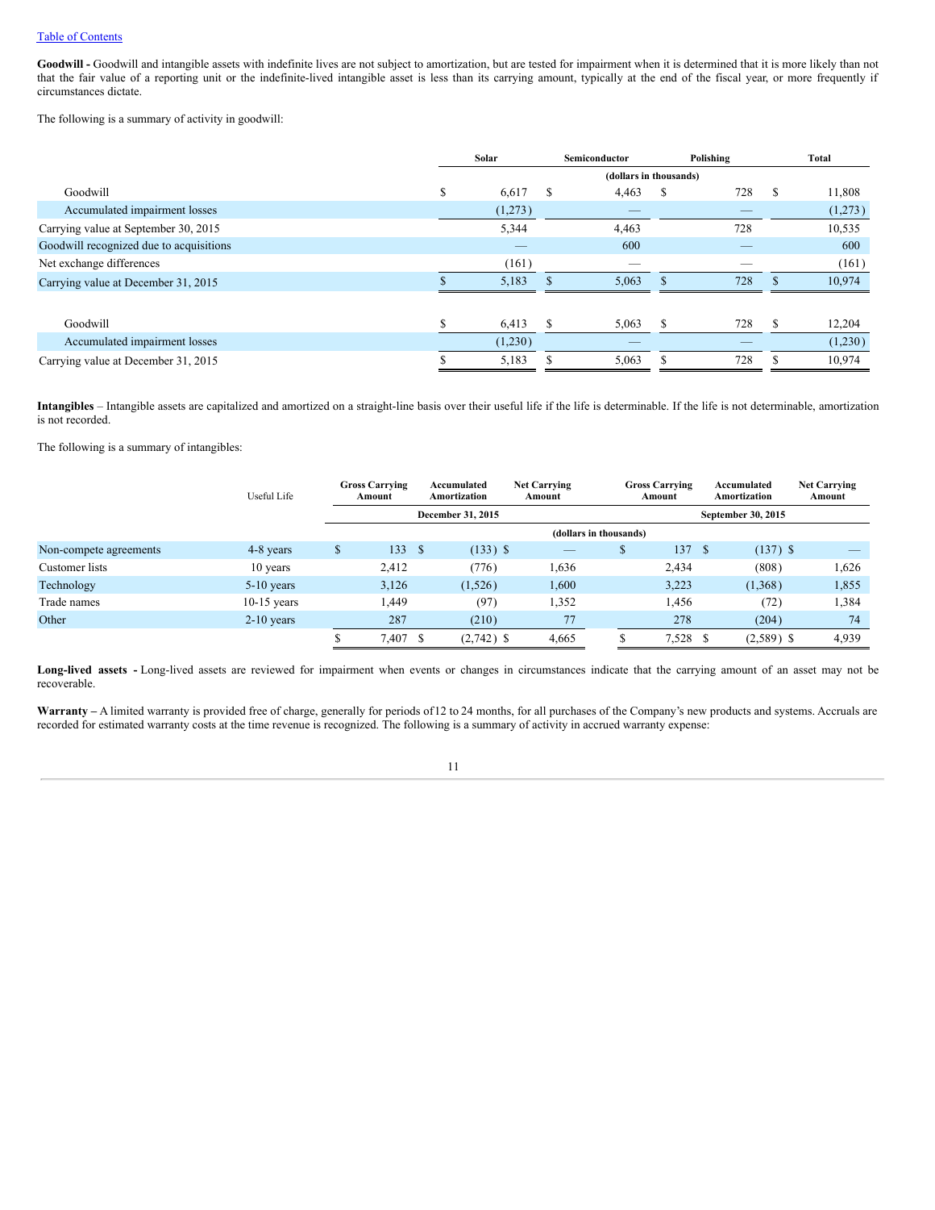[Table of Contents](#)

**Goodwill -** Goodwill and intangible assets with indefinite lives are not subject to amortization, but are tested for impairment when it is determined that it is more likely than not that the fair value of a reporting unit or the indefinite-lived intangible asset is less than its carrying amount, typically at the end of the fiscal year, or more frequently if circumstances dictate.

The following is a summary of activity in goodwill:

| | Solar | Semiconductor | Polishing | Total |
|---|---|---|---|---|
| | (dollars in thousands) | | | |
| Goodwill | $ 6,617 | $ 4,463 | $ 728 | $ 11,808 |
| Accumulated impairment losses | (1,273) | — | — | (1,273) |
| Carrying value at September 30, 2015 | 5,344 | 4,463 | 728 | 10,535 |
| Goodwill recognized due to acquisitions | — | 600 | — | 600 |
| Net exchange differences | (161) | — | — | (161) |
| Carrying value at December 31, 2015 | $ 5,183 | $ 5,063 | $ 728 | $ 10,974 |
| | | | | |
| Goodwill | $ 6,413 | $ 5,063 | $ 728 | $ 12,204 |
| Accumulated impairment losses | (1,230) | — | — | (1,230) |
| Carrying value at December 31, 2015 | $ 5,183 | $ 5,063 | $ 728 | $ 10,974 |

**Intangibles** – Intangible assets are capitalized and amortized on a straight-line basis over their useful life if the life is determinable. If the life is not determinable, amortization is not recorded.

The following is a summary of intangibles:

| | Useful Life | Gross Carrying Amount | Accumulated Amortization | Net Carrying Amount | Gross Carrying Amount | Accumulated Amortization | Net Carrying Amount |
|---|---|---|---|---|---|---|---|
| | | December 31, 2015 | | | September 30, 2015 | | |
| | | (dollars in thousands) | | | | | |
| Non-compete agreements | 4-8 years | $ 133 | $ (133) | $ — | $ 137 | $ (137) | $ — |
| Customer lists | 10 years | 2,412 | (776) | 1,636 | 2,434 | (808) | 1,626 |
| Technology | 5-10 years | 3,126 | (1,526) | 1,600 | 3,223 | (1,368) | 1,855 |
| Trade names | 10-15 years | 1,449 | (97) | 1,352 | 1,456 | (72) | 1,384 |
| Other | 2-10 years | 287 | (210) | 77 | 278 | (204) | 74 |
| | | $ 7,407 | $ (2,742) | $ 4,665 | $ 7,528 | $ (2,589) | $ 4,939 |

**Long-lived assets -** Long-lived assets are reviewed for impairment when events or changes in circumstances indicate that the carrying amount of an asset may not be recoverable.

**Warranty –** A limited warranty is provided free of charge, generally for periods of 12 to 24 months, for all purchases of the Company's new products and systems. Accruals are recorded for estimated warranty costs at the time revenue is recognized. The following is a summary of activity in accrued warranty expense: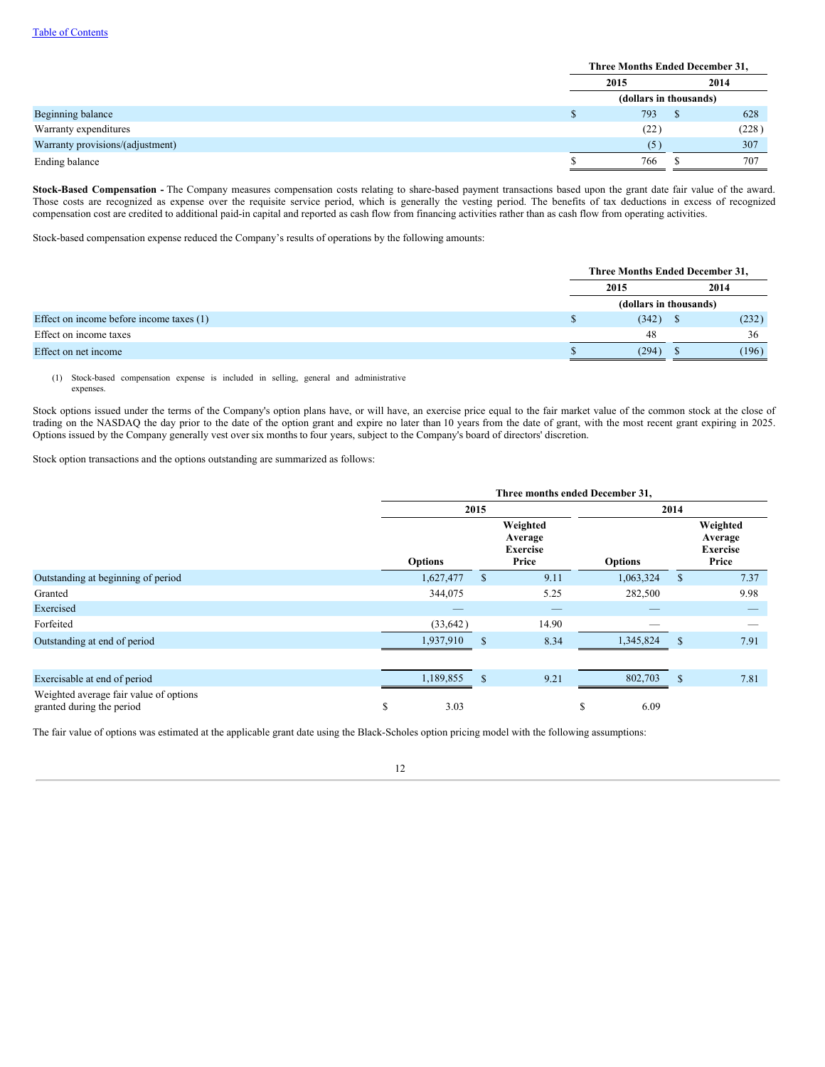[Table of Contents](#)

| | Three Months Ended December 31, | |
|---|---|---|
| | 2015 | 2014 |
| | (dollars in thousands) | |
| Beginning balance | $ 793 | $ 628 |
| Warranty expenditures | (22) | (228) |
| Warranty provisions/(adjustment) | (5) | 307 |
| Ending balance | $ 766 | $ 707 |

**Stock-Based Compensation -** The Company measures compensation costs relating to share-based payment transactions based upon the grant date fair value of the award. Those costs are recognized as expense over the requisite service period, which is generally the vesting period. The benefits of tax deductions in excess of recognized compensation cost are credited to additional paid-in capital and reported as cash flow from financing activities rather than as cash flow from operating activities.

Stock-based compensation expense reduced the Company's results of operations by the following amounts:

| | Three Months Ended December 31, | |
|---|---|---|
| | 2015 | 2014 |
| | (dollars in thousands) | |
| Effect on income before income taxes (1) | $ (342) | $ (232) |
| Effect on income taxes | 48 | 36 |
| Effect on net income | $ (294) | $ (196) |

(1) Stock-based compensation expense is included in selling, general and administrative expenses.

Stock options issued under the terms of the Company's option plans have, or will have, an exercise price equal to the fair market value of the common stock at the close of trading on the NASDAQ the day prior to the date of the option grant and expire no later than 10 years from the date of grant, with the most recent grant expiring in 2025. Options issued by the Company generally vest over six months to four years, subject to the Company's board of directors' discretion.

Stock option transactions and the options outstanding are summarized as follows:

| | Three months ended December 31, | | | |
|---|---|---|---|---|
| | 2015 | | 2014 | |
| | Options | Weighted Average Exercise Price | Options | Weighted Average Exercise Price |
| Outstanding at beginning of period | 1,627,477 | $ 9.11 | 1,063,324 | $ 7.37 |
| Granted | 344,075 | 5.25 | 282,500 | 9.98 |
| Exercised | — | — | — | — |
| Forfeited | (33,642) | 14.90 | — | — |
| Outstanding at end of period | 1,937,910 | $ 8.34 | 1,345,824 | $ 7.91 |
| | | | | |
| Exercisable at end of period | 1,189,855 | $ 9.21 | 802,703 | $ 7.81 |
| Weighted average fair value of options granted during the period | $ 3.03 | | $ 6.09 | |

The fair value of options was estimated at the applicable grant date using the Black-Scholes option pricing model with the following assumptions: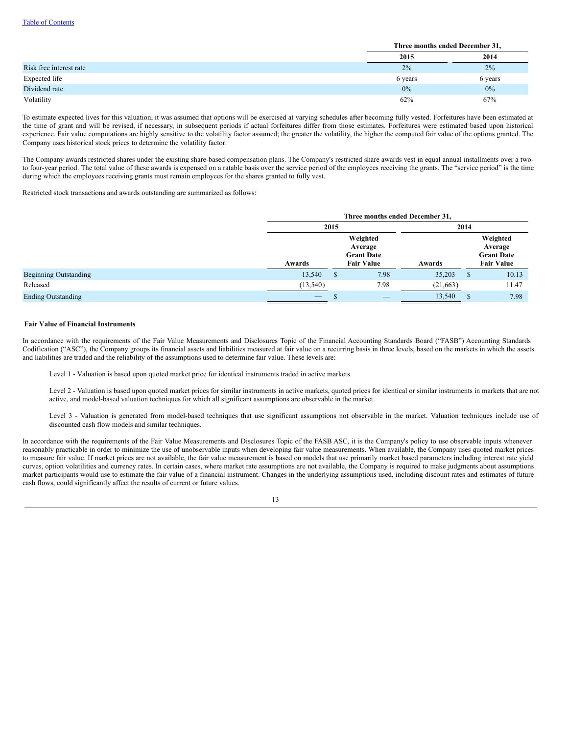| | Three months ended December 31, | |
|---|---|---|
| | 2015 | 2014 |
| Risk free interest rate | 2% | 2% |
| Expected life | 6 years | 6 years |
| Dividend rate | 0% | 0% |
| Volatility | 62% | 67% |

To estimate expected lives for this valuation, it was assumed that options will be exercised at varying schedules after becoming fully vested. Forfeitures have been estimated at the time of grant and will be revised, if necessary, in subsequent periods if actual forfeitures differ from those estimates. Forfeitures were estimated based upon historical experience. Fair value computations are highly sensitive to the volatility factor assumed; the greater the volatility, the higher the computed fair value of the options granted. The Company uses historical stock prices to determine the volatility factor.

The Company awards restricted shares under the existing share-based compensation plans. The Company's restricted share awards vest in equal annual installments over a two- to four-year period. The total value of these awards is expensed on a ratable basis over the service period of the employees receiving the grants. The "service period" is the time during which the employees receiving grants must remain employees for the shares granted to fully vest.

Restricted stock transactions and awards outstanding are summarized as follows:

| | Three months ended December 31, | | | |
|---|---|---|---|---|
| | 2015 | | 2014 | |
| | Awards | Weighted Average Grant Date Fair Value | Awards | Weighted Average Grant Date Fair Value |
| Beginning Outstanding | 13,540 | $ 7.98 | 35,203 | $ 10.13 |
| Released | (13,540) | 7.98 | (21,663) | 11.47 |
| Ending Outstanding | — | $ — | 13,540 | $ 7.98 |

**Fair Value of Financial Instruments**

In accordance with the requirements of the Fair Value Measurements and Disclosures Topic of the Financial Accounting Standards Board ("FASB") Accounting Standards Codification ("ASC"), the Company groups its financial assets and liabilities measured at fair value on a recurring basis in three levels, based on the markets in which the assets and liabilities are traded and the reliability of the assumptions used to determine fair value. These levels are:

Level 1 - Valuation is based upon quoted market price for identical instruments traded in active markets.

Level 2 - Valuation is based upon quoted market prices for similar instruments in active markets, quoted prices for identical or similar instruments in markets that are not active, and model-based valuation techniques for which all significant assumptions are observable in the market.

Level 3 - Valuation is generated from model-based techniques that use significant assumptions not observable in the market. Valuation techniques include use of discounted cash flow models and similar techniques.

In accordance with the requirements of the Fair Value Measurements and Disclosures Topic of the FASB ASC, it is the Company's policy to use observable inputs whenever reasonably practicable in order to minimize the use of unobservable inputs when developing fair value measurements. When available, the Company uses quoted market prices to measure fair value. If market prices are not available, the fair value measurement is based on models that use primarily market based parameters including interest rate yield curves, option volatilities and currency rates. In certain cases, where market rate assumptions are not available, the Company is required to make judgments about assumptions market participants would use to estimate the fair value of a financial instrument. Changes in the underlying assumptions used, including discount rates and estimates of future cash flows, could significantly affect the results of current or future values.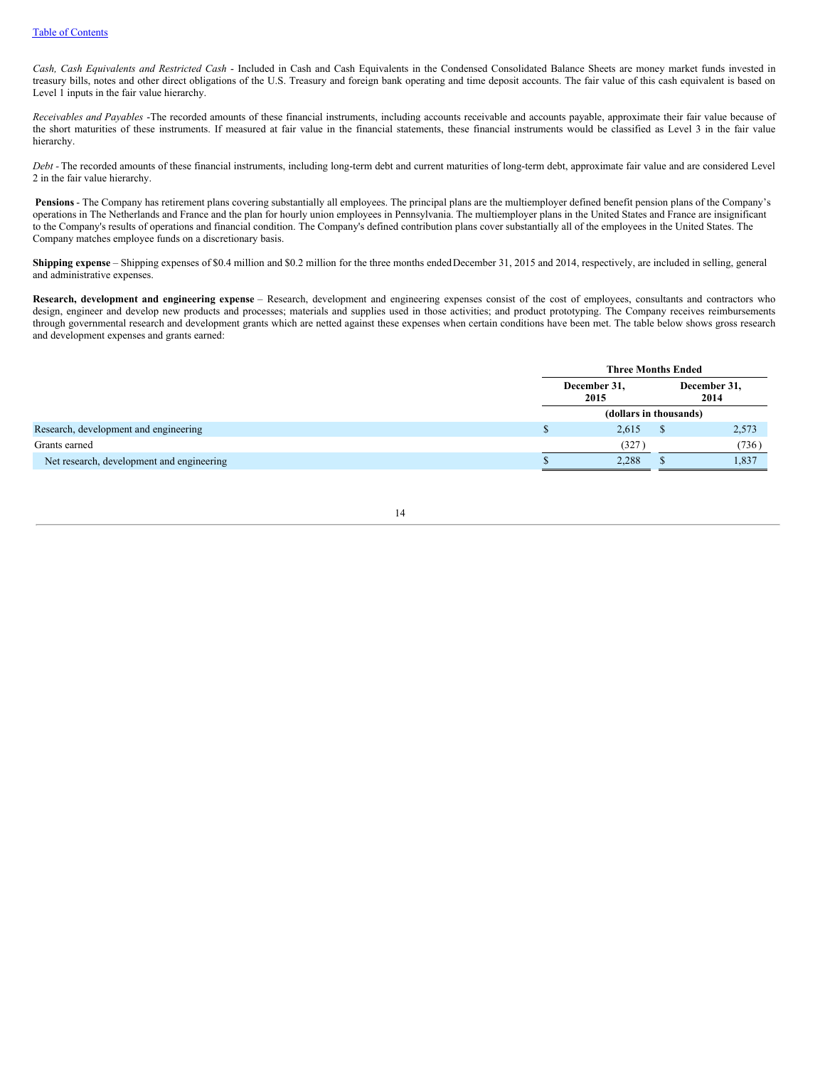*Cash, Cash Equivalents and Restricted Cash* - Included in Cash and Cash Equivalents in the Condensed Consolidated Balance Sheets are money market funds invested in treasury bills, notes and other direct obligations of the U.S. Treasury and foreign bank operating and time deposit accounts. The fair value of this cash equivalent is based on Level 1 inputs in the fair value hierarchy.

*Receivables and Payables* -The recorded amounts of these financial instruments, including accounts receivable and accounts payable, approximate their fair value because of the short maturities of these instruments. If measured at fair value in the financial statements, these financial instruments would be classified as Level 3 in the fair value hierarchy.

*Debt* - The recorded amounts of these financial instruments, including long-term debt and current maturities of long-term debt, approximate fair value and are considered Level 2 in the fair value hierarchy.

**Pensions** - The Company has retirement plans covering substantially all employees. The principal plans are the multiemployer defined benefit pension plans of the Company's operations in The Netherlands and France and the plan for hourly union employees in Pennsylvania. The multiemployer plans in the United States and France are insignificant to the Company's results of operations and financial condition. The Company's defined contribution plans cover substantially all of the employees in the United States. The Company matches employee funds on a discretionary basis.

**Shipping expense** – Shipping expenses of $0.4 million and $0.2 million for the three months ended December 31, 2015 and 2014, respectively, are included in selling, general and administrative expenses.

**Research, development and engineering expense** – Research, development and engineering expenses consist of the cost of employees, consultants and contractors who design, engineer and develop new products and processes; materials and supplies used in those activities; and product prototyping. The Company receives reimbursements through governmental research and development grants which are netted against these expenses when certain conditions have been met. The table below shows gross research and development expenses and grants earned:

| | Three Months Ended | |
|---|---|---|
| | December 31, 2015 | December 31, 2014 |
| | (dollars in thousands) | |
| Research, development and engineering | $ 2,615 | $ 2,573 |
| Grants earned | (327) | (736) |
| Net research, development and engineering | $ 2,288 | $ 1,837 |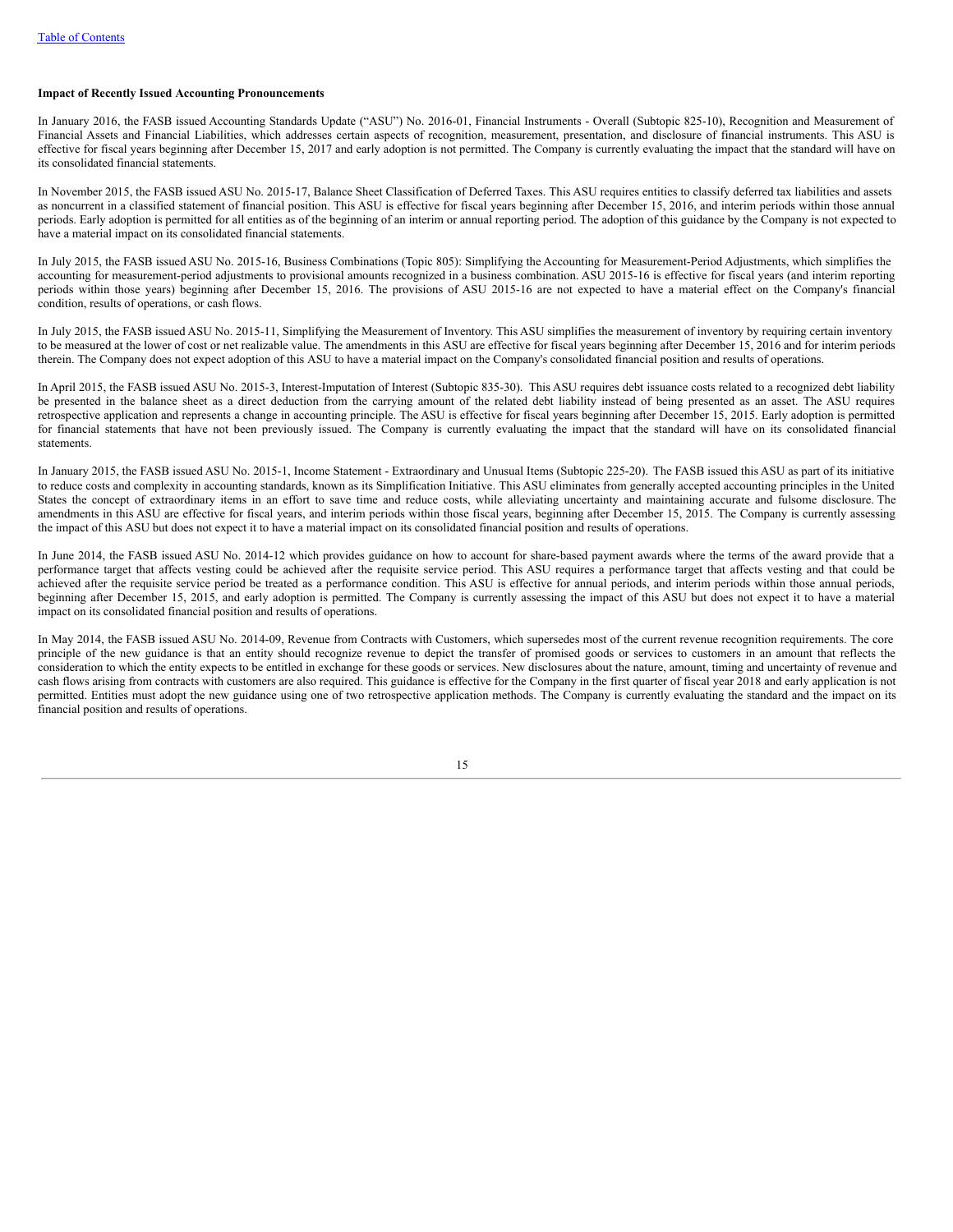**Impact of Recently Issued Accounting Pronouncements**

In January 2016, the FASB issued Accounting Standards Update ("ASU") No. 2016-01, Financial Instruments - Overall (Subtopic 825-10), Recognition and Measurement of Financial Assets and Financial Liabilities, which addresses certain aspects of recognition, measurement, presentation, and disclosure of financial instruments. This ASU is effective for fiscal years beginning after December 15, 2017 and early adoption is not permitted. The Company is currently evaluating the impact that the standard will have on its consolidated financial statements.

In November 2015, the FASB issued ASU No. 2015-17, Balance Sheet Classification of Deferred Taxes. This ASU requires entities to classify deferred tax liabilities and assets as noncurrent in a classified statement of financial position. This ASU is effective for fiscal years beginning after December 15, 2016, and interim periods within those annual periods. Early adoption is permitted for all entities as of the beginning of an interim or annual reporting period. The adoption of this guidance by the Company is not expected to have a material impact on its consolidated financial statements.

In July 2015, the FASB issued ASU No. 2015-16, Business Combinations (Topic 805): Simplifying the Accounting for Measurement-Period Adjustments, which simplifies the accounting for measurement-period adjustments to provisional amounts recognized in a business combination. ASU 2015-16 is effective for fiscal years (and interim reporting periods within those years) beginning after December 15, 2016. The provisions of ASU 2015-16 are not expected to have a material effect on the Company's financial condition, results of operations, or cash flows.

In July 2015, the FASB issued ASU No. 2015-11, Simplifying the Measurement of Inventory. This ASU simplifies the measurement of inventory by requiring certain inventory to be measured at the lower of cost or net realizable value. The amendments in this ASU are effective for fiscal years beginning after December 15, 2016 and for interim periods therein. The Company does not expect adoption of this ASU to have a material impact on the Company's consolidated financial position and results of operations.

In April 2015, the FASB issued ASU No. 2015-3, Interest-Imputation of Interest (Subtopic 835-30). This ASU requires debt issuance costs related to a recognized debt liability be presented in the balance sheet as a direct deduction from the carrying amount of the related debt liability instead of being presented as an asset. The ASU requires retrospective application and represents a change in accounting principle. The ASU is effective for fiscal years beginning after December 15, 2015. Early adoption is permitted for financial statements that have not been previously issued. The Company is currently evaluating the impact that the standard will have on its consolidated financial statements.

In January 2015, the FASB issued ASU No. 2015-1, Income Statement - Extraordinary and Unusual Items (Subtopic 225-20). The FASB issued this ASU as part of its initiative to reduce costs and complexity in accounting standards, known as its Simplification Initiative. This ASU eliminates from generally accepted accounting principles in the United States the concept of extraordinary items in an effort to save time and reduce costs, while alleviating uncertainty and maintaining accurate and fulsome disclosure. The amendments in this ASU are effective for fiscal years, and interim periods within those fiscal years, beginning after December 15, 2015. The Company is currently assessing the impact of this ASU but does not expect it to have a material impact on its consolidated financial position and results of operations.

In June 2014, the FASB issued ASU No. 2014-12 which provides guidance on how to account for share-based payment awards where the terms of the award provide that a performance target that affects vesting could be achieved after the requisite service period. This ASU requires a performance target that affects vesting and that could be achieved after the requisite service period be treated as a performance condition. This ASU is effective for annual periods, and interim periods within those annual periods, beginning after December 15, 2015, and early adoption is permitted. The Company is currently assessing the impact of this ASU but does not expect it to have a material impact on its consolidated financial position and results of operations.

In May 2014, the FASB issued ASU No. 2014-09, Revenue from Contracts with Customers, which supersedes most of the current revenue recognition requirements. The core principle of the new guidance is that an entity should recognize revenue to depict the transfer of promised goods or services to customers in an amount that reflects the consideration to which the entity expects to be entitled in exchange for these goods or services. New disclosures about the nature, amount, timing and uncertainty of revenue and cash flows arising from contracts with customers are also required. This guidance is effective for the Company in the first quarter of fiscal year 2018 and early application is not permitted. Entities must adopt the new guidance using one of two retrospective application methods. The Company is currently evaluating the standard and the impact on its financial position and results of operations.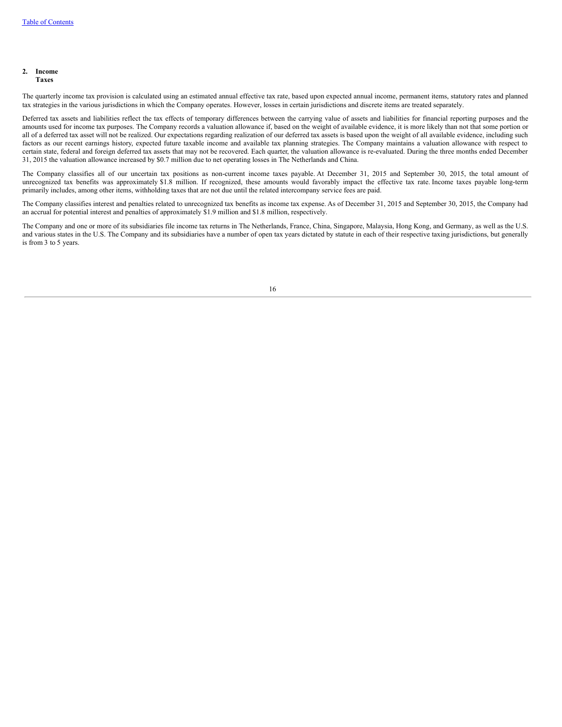## 2. Income Taxes

The quarterly income tax provision is calculated using an estimated annual effective tax rate, based upon expected annual income, permanent items, statutory rates and planned tax strategies in the various jurisdictions in which the Company operates. However, losses in certain jurisdictions and discrete items are treated separately.

Deferred tax assets and liabilities reflect the tax effects of temporary differences between the carrying value of assets and liabilities for financial reporting purposes and the amounts used for income tax purposes. The Company records a valuation allowance if, based on the weight of available evidence, it is more likely than not that some portion or all of a deferred tax asset will not be realized. Our expectations regarding realization of our deferred tax assets is based upon the weight of all available evidence, including such factors as our recent earnings history, expected future taxable income and available tax planning strategies. The Company maintains a valuation allowance with respect to certain state, federal and foreign deferred tax assets that may not be recovered. Each quarter, the valuation allowance is re-evaluated. During the three months ended December 31, 2015 the valuation allowance increased by $0.7 million due to net operating losses in The Netherlands and China.

The Company classifies all of our uncertain tax positions as non-current income taxes payable. At December 31, 2015 and September 30, 2015, the total amount of unrecognized tax benefits was approximately $1.8 million. If recognized, these amounts would favorably impact the effective tax rate. Income taxes payable long-term primarily includes, among other items, withholding taxes that are not due until the related intercompany service fees are paid.

The Company classifies interest and penalties related to unrecognized tax benefits as income tax expense. As of December 31, 2015 and September 30, 2015, the Company had an accrual for potential interest and penalties of approximately $1.9 million and $1.8 million, respectively.

The Company and one or more of its subsidiaries file income tax returns in The Netherlands, France, China, Singapore, Malaysia, Hong Kong, and Germany, as well as the U.S. and various states in the U.S. The Company and its subsidiaries have a number of open tax years dictated by statute in each of their respective taxing jurisdictions, but generally is from 3 to 5 years.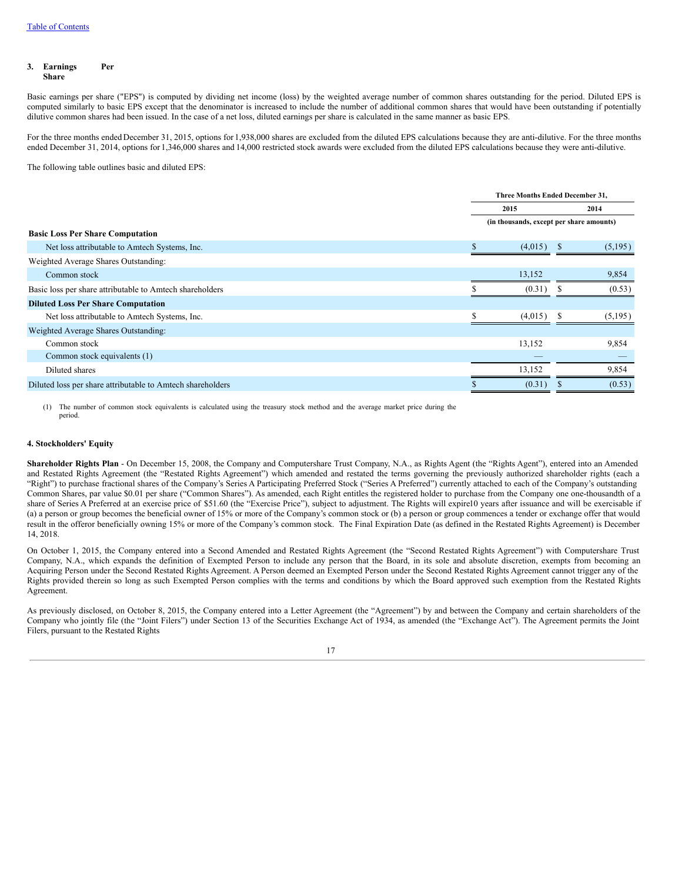### 3. Earnings Per Share

Basic earnings per share ("EPS") is computed by dividing net income (loss) by the weighted average number of common shares outstanding for the period. Diluted EPS is computed similarly to basic EPS except that the denominator is increased to include the number of additional common shares that would have been outstanding if potentially dilutive common shares had been issued. In the case of a net loss, diluted earnings per share is calculated in the same manner as basic EPS.

For the three months ended December 31, 2015, options for 1,938,000 shares are excluded from the diluted EPS calculations because they are anti-dilutive. For the three months ended December 31, 2014, options for 1,346,000 shares and 14,000 restricted stock awards were excluded from the diluted EPS calculations because they were anti-dilutive.

The following table outlines basic and diluted EPS:

| | Three Months Ended December 31, | |
|---|---|---|
| | 2015 | 2014 |
| | (in thousands, except per share amounts) | |
| **Basic Loss Per Share Computation** | | |
| Net loss attributable to Amtech Systems, Inc. | $ (4,015) | $ (5,195) |
| Weighted Average Shares Outstanding: | | |
| Common stock | 13,152 | 9,854 |
| Basic loss per share attributable to Amtech shareholders | $ (0.31) | $ (0.53) |
| **Diluted Loss Per Share Computation** | | |
| Net loss attributable to Amtech Systems, Inc. | $ (4,015) | $ (5,195) |
| Weighted Average Shares Outstanding: | | |
| Common stock | 13,152 | 9,854 |
| Common stock equivalents (1) | — | — |
| Diluted shares | 13,152 | 9,854 |
| Diluted loss per share attributable to Amtech shareholders | $ (0.31) | $ (0.53) |

(1) The number of common stock equivalents is calculated using the treasury stock method and the average market price during the period.

### 4. Stockholders' Equity

**Shareholder Rights Plan** - On December 15, 2008, the Company and Computershare Trust Company, N.A., as Rights Agent (the "Rights Agent"), entered into an Amended and Restated Rights Agreement (the "Restated Rights Agreement") which amended and restated the terms governing the previously authorized shareholder rights (each a "Right") to purchase fractional shares of the Company's Series A Participating Preferred Stock ("Series A Preferred") currently attached to each of the Company's outstanding Common Shares, par value $0.01 per share ("Common Shares"). As amended, each Right entitles the registered holder to purchase from the Company one one-thousandth of a share of Series A Preferred at an exercise price of $51.60 (the "Exercise Price"), subject to adjustment. The Rights will expire10 years after issuance and will be exercisable if (a) a person or group becomes the beneficial owner of 15% or more of the Company's common stock or (b) a person or group commences a tender or exchange offer that would result in the offeror beneficially owning 15% or more of the Company's common stock. The Final Expiration Date (as defined in the Restated Rights Agreement) is December 14, 2018.

On October 1, 2015, the Company entered into a Second Amended and Restated Rights Agreement (the "Second Restated Rights Agreement") with Computershare Trust Company, N.A., which expands the definition of Exempted Person to include any person that the Board, in its sole and absolute discretion, exempts from becoming an Acquiring Person under the Second Restated Rights Agreement. A Person deemed an Exempted Person under the Second Restated Rights Agreement cannot trigger any of the Rights provided therein so long as such Exempted Person complies with the terms and conditions by which the Board approved such exemption from the Restated Rights Agreement.

As previously disclosed, on October 8, 2015, the Company entered into a Letter Agreement (the "Agreement") by and between the Company and certain shareholders of the Company who jointly file (the "Joint Filers") under Section 13 of the Securities Exchange Act of 1934, as amended (the "Exchange Act"). The Agreement permits the Joint Filers, pursuant to the Restated Rights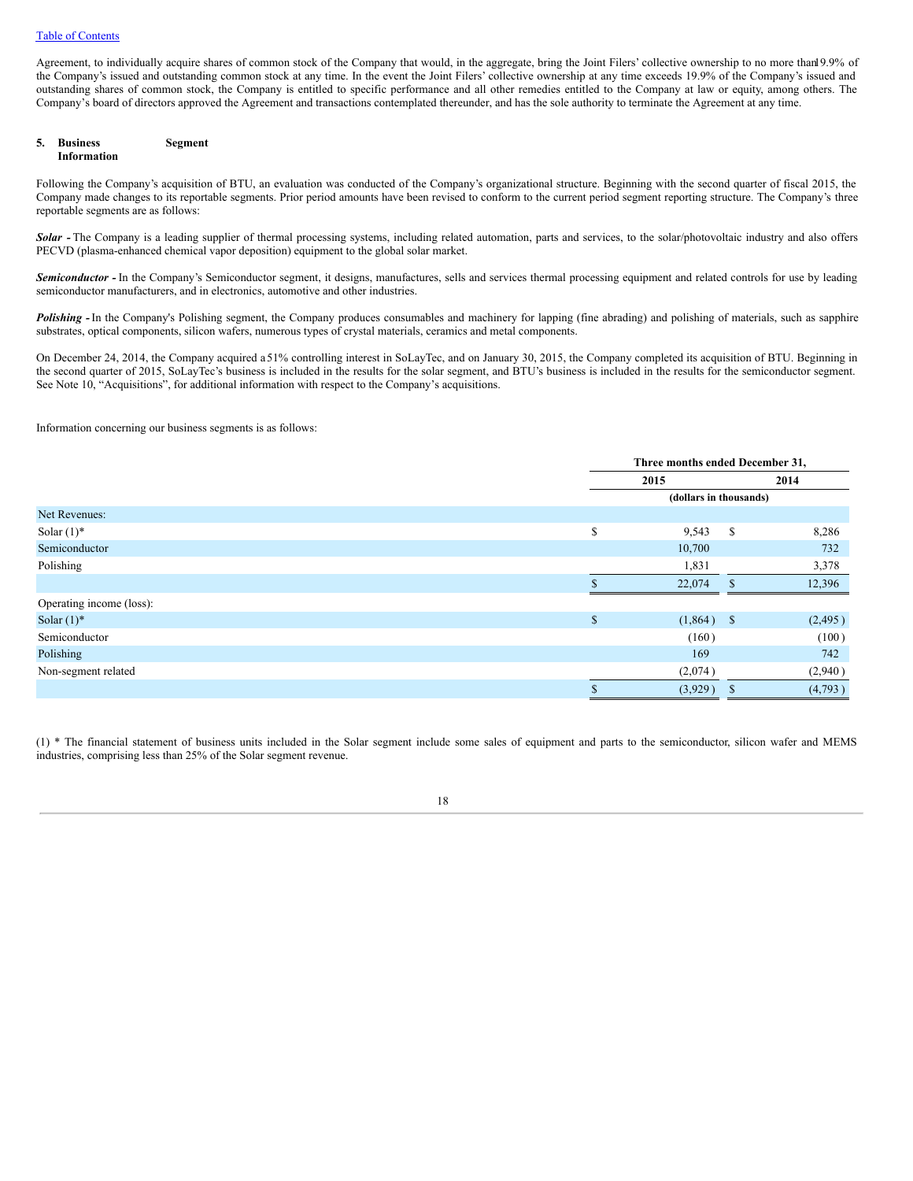Agreement, to individually acquire shares of common stock of the Company that would, in the aggregate, bring the Joint Filers' collective ownership to no more than 19.9% of the Company's issued and outstanding common stock at any time. In the event the Joint Filers' collective ownership at any time exceeds 19.9% of the Company's issued and outstanding shares of common stock, the Company is entitled to specific performance and all other remedies entitled to the Company at law or equity, among others. The Company's board of directors approved the Agreement and transactions contemplated thereunder, and has the sole authority to terminate the Agreement at any time.

## 5. Business Segment Information

Following the Company's acquisition of BTU, an evaluation was conducted of the Company's organizational structure. Beginning with the second quarter of fiscal 2015, the Company made changes to its reportable segments. Prior period amounts have been revised to conform to the current period segment reporting structure. The Company's three reportable segments are as follows:

***Solar -*** The Company is a leading supplier of thermal processing systems, including related automation, parts and services, to the solar/photovoltaic industry and also offers PECVD (plasma-enhanced chemical vapor deposition) equipment to the global solar market.

***Semiconductor -*** In the Company's Semiconductor segment, it designs, manufactures, sells and services thermal processing equipment and related controls for use by leading semiconductor manufacturers, and in electronics, automotive and other industries.

***Polishing -*** In the Company's Polishing segment, the Company produces consumables and machinery for lapping (fine abrading) and polishing of materials, such as sapphire substrates, optical components, silicon wafers, numerous types of crystal materials, ceramics and metal components.

On December 24, 2014, the Company acquired a 51% controlling interest in SoLayTec, and on January 30, 2015, the Company completed its acquisition of BTU. Beginning in the second quarter of 2015, SoLayTec's business is included in the results for the solar segment, and BTU's business is included in the results for the semiconductor segment. See Note 10, "Acquisitions", for additional information with respect to the Company's acquisitions.

Information concerning our business segments is as follows:

| | Three months ended December 31, | |
|---|---|---|
| | 2015 | 2014 |
| | (dollars in thousands) | |
| Net Revenues: | | |
| Solar (1)* | $ 9,543 | $ 8,286 |
| Semiconductor | 10,700 | 732 |
| Polishing | 1,831 | 3,378 |
| | $ 22,074 | $ 12,396 |
| Operating income (loss): | | |
| Solar (1)* | $ (1,864) | $ (2,495) |
| Semiconductor | (160) | (100) |
| Polishing | 169 | 742 |
| Non-segment related | (2,074) | (2,940) |
| | $ (3,929) | $ (4,793) |

(1) * The financial statement of business units included in the Solar segment include some sales of equipment and parts to the semiconductor, silicon wafer and MEMS industries, comprising less than 25% of the Solar segment revenue.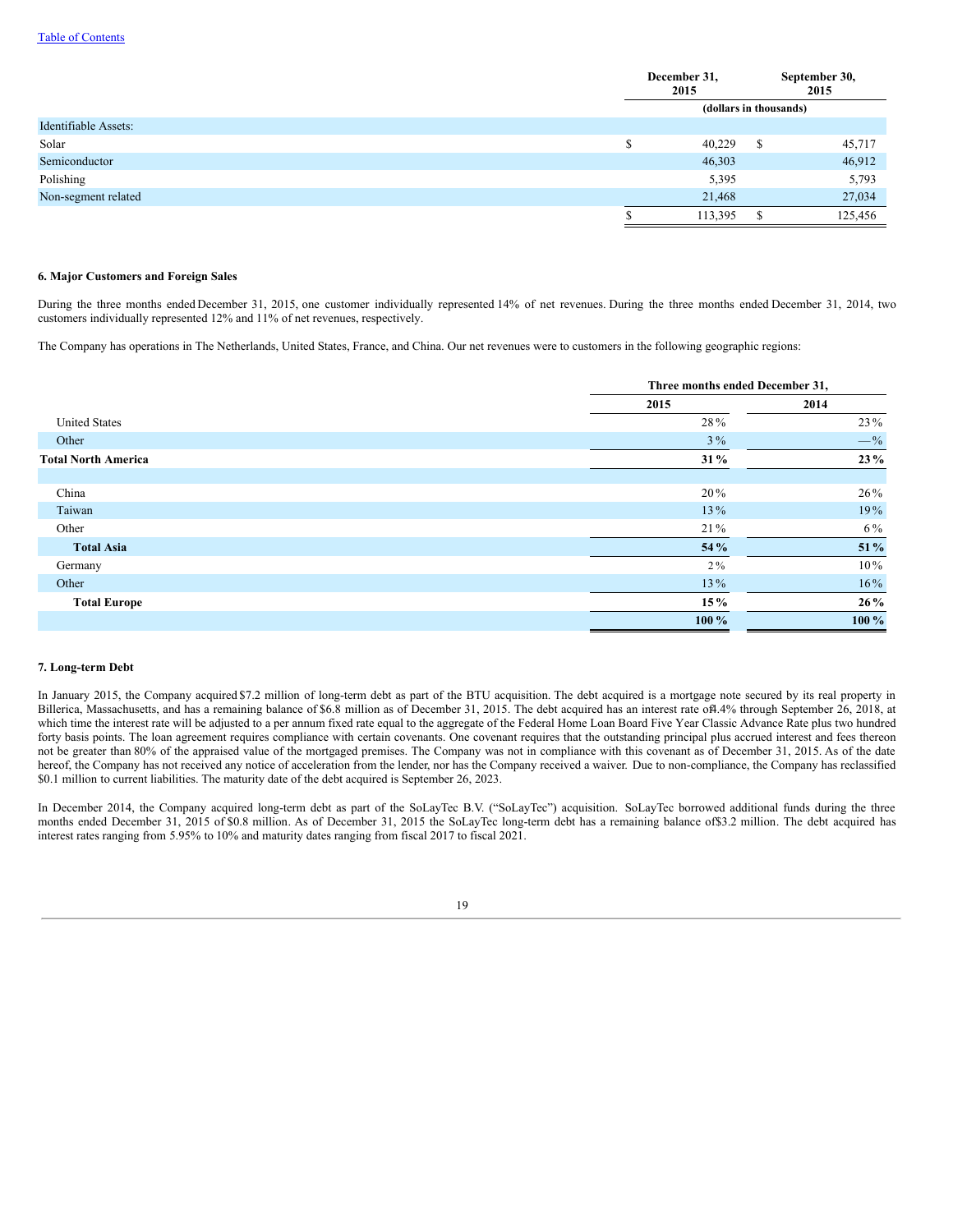|  | December 31, 2015 | September 30, 2015 |
|---|---|---|
|  | (dollars in thousands) | |
| Identifiable Assets: | | |
| Solar | $ 40,229 | $ 45,717 |
| Semiconductor | 46,303 | 46,912 |
| Polishing | 5,395 | 5,793 |
| Non-segment related | 21,468 | 27,034 |
|  | $ 113,395 | $ 125,456 |

**6. Major Customers and Foreign Sales**

During the three months ended December 31, 2015, one customer individually represented 14% of net revenues. During the three months ended December 31, 2014, two customers individually represented 12% and 11% of net revenues, respectively.

The Company has operations in The Netherlands, United States, France, and China. Our net revenues were to customers in the following geographic regions:

|  | Three months ended December 31, | |
|---|---|---|
|  | 2015 | 2014 |
| United States | 28% | 23% |
| Other | 3% | —% |
| **Total North America** | **31%** | **23%** |
|  | | |
| China | 20% | 26% |
| Taiwan | 13% | 19% |
| Other | 21% | 6% |
| **Total Asia** | **54%** | **51%** |
| Germany | 2% | 10% |
| Other | 13% | 16% |
| **Total Europe** | **15%** | **26%** |
|  | **100%** | **100%** |

**7. Long-term Debt**

In January 2015, the Company acquired $7.2 million of long-term debt as part of the BTU acquisition. The debt acquired is a mortgage note secured by its real property in Billerica, Massachusetts, and has a remaining balance of $6.8 million as of December 31, 2015. The debt acquired has an interest rate of 4.4% through September 26, 2018, at which time the interest rate will be adjusted to a per annum fixed rate equal to the aggregate of the Federal Home Loan Board Five Year Classic Advance Rate plus two hundred forty basis points. The loan agreement requires compliance with certain covenants. One covenant requires that the outstanding principal plus accrued interest and fees thereon not be greater than 80% of the appraised value of the mortgaged premises. The Company was not in compliance with this covenant as of December 31, 2015. As of the date hereof, the Company has not received any notice of acceleration from the lender, nor has the Company received a waiver. Due to non-compliance, the Company has reclassified $0.1 million to current liabilities. The maturity date of the debt acquired is September 26, 2023.

In December 2014, the Company acquired long-term debt as part of the SoLayTec B.V. ("SoLayTec") acquisition. SoLayTec borrowed additional funds during the three months ended December 31, 2015 of $0.8 million. As of December 31, 2015 the SoLayTec long-term debt has a remaining balance of $3.2 million. The debt acquired has interest rates ranging from 5.95% to 10% and maturity dates ranging from fiscal 2017 to fiscal 2021.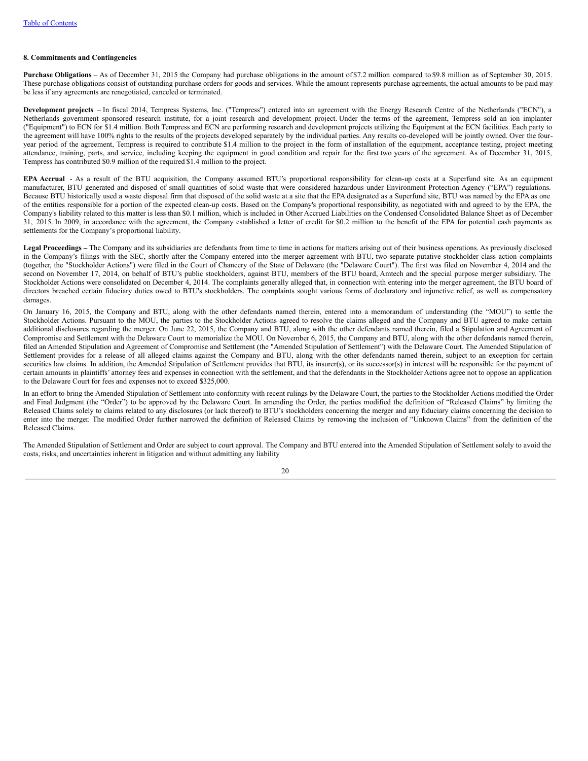[Table of Contents](#)

### 8. Commitments and Contingencies

**Purchase Obligations** – As of December 31, 2015 the Company had purchase obligations in the amount of $7.2 million compared to $9.8 million as of September 30, 2015. These purchase obligations consist of outstanding purchase orders for goods and services. While the amount represents purchase agreements, the actual amounts to be paid may be less if any agreements are renegotiated, canceled or terminated.

**Development projects** – In fiscal 2014, Tempress Systems, Inc. ("Tempress") entered into an agreement with the Energy Research Centre of the Netherlands ("ECN"), a Netherlands government sponsored research institute, for a joint research and development project. Under the terms of the agreement, Tempress sold an ion implanter ("Equipment") to ECN for $1.4 million. Both Tempress and ECN are performing research and development projects utilizing the Equipment at the ECN facilities. Each party to the agreement will have 100% rights to the results of the projects developed separately by the individual parties. Any results co-developed will be jointly owned. Over the four-year period of the agreement, Tempress is required to contribute $1.4 million to the project in the form of installation of the equipment, acceptance testing, project meeting attendance, training, parts, and service, including keeping the equipment in good condition and repair for the first two years of the agreement. As of December 31, 2015, Tempress has contributed $0.9 million of the required $1.4 million to the project.

**EPA Accrual** - As a result of the BTU acquisition, the Company assumed BTU's proportional responsibility for clean-up costs at a Superfund site. As an equipment manufacturer, BTU generated and disposed of small quantities of solid waste that were considered hazardous under Environment Protection Agency ("EPA") regulations. Because BTU historically used a waste disposal firm that disposed of the solid waste at a site that the EPA designated as a Superfund site, BTU was named by the EPA as one of the entities responsible for a portion of the expected clean-up costs. Based on the Company's proportional responsibility, as negotiated with and agreed to by the EPA, the Company's liability related to this matter is less than $0.1 million, which is included in Other Accrued Liabilities on the Condensed Consolidated Balance Sheet as of December 31, 2015. In 2009, in accordance with the agreement, the Company established a letter of credit for $0.2 million to the benefit of the EPA for potential cash payments as settlements for the Company's proportional liability.

**Legal Proceedings –** The Company and its subsidiaries are defendants from time to time in actions for matters arising out of their business operations. As previously disclosed in the Company's filings with the SEC, shortly after the Company entered into the merger agreement with BTU, two separate putative stockholder class action complaints (together, the "Stockholder Actions") were filed in the Court of Chancery of the State of Delaware (the "Delaware Court"). The first was filed on November 4, 2014 and the second on November 17, 2014, on behalf of BTU's public stockholders, against BTU, members of the BTU board, Amtech and the special purpose merger subsidiary. The Stockholder Actions were consolidated on December 4, 2014. The complaints generally alleged that, in connection with entering into the merger agreement, the BTU board of directors breached certain fiduciary duties owed to BTU's stockholders. The complaints sought various forms of declaratory and injunctive relief, as well as compensatory damages.

On January 16, 2015, the Company and BTU, along with the other defendants named therein, entered into a memorandum of understanding (the "MOU") to settle the Stockholder Actions. Pursuant to the MOU, the parties to the Stockholder Actions agreed to resolve the claims alleged and the Company and BTU agreed to make certain additional disclosures regarding the merger. On June 22, 2015, the Company and BTU, along with the other defendants named therein, filed a Stipulation and Agreement of Compromise and Settlement with the Delaware Court to memorialize the MOU. On November 6, 2015, the Company and BTU, along with the other defendants named therein, filed an Amended Stipulation and Agreement of Compromise and Settlement (the "Amended Stipulation of Settlement") with the Delaware Court. The Amended Stipulation of Settlement provides for a release of all alleged claims against the Company and BTU, along with the other defendants named therein, subject to an exception for certain securities law claims. In addition, the Amended Stipulation of Settlement provides that BTU, its insurer(s), or its successor(s) in interest will be responsible for the payment of certain amounts in plaintiffs' attorney fees and expenses in connection with the settlement, and that the defendants in the Stockholder Actions agree not to oppose an application to the Delaware Court for fees and expenses not to exceed $325,000.

In an effort to bring the Amended Stipulation of Settlement into conformity with recent rulings by the Delaware Court, the parties to the Stockholder Actions modified the Order and Final Judgment (the "Order") to be approved by the Delaware Court. In amending the Order, the parties modified the definition of "Released Claims" by limiting the Released Claims solely to claims related to any disclosures (or lack thereof) to BTU's stockholders concerning the merger and any fiduciary claims concerning the decision to enter into the merger. The modified Order further narrowed the definition of Released Claims by removing the inclusion of "Unknown Claims" from the definition of the Released Claims.

The Amended Stipulation of Settlement and Order are subject to court approval. The Company and BTU entered into the Amended Stipulation of Settlement solely to avoid the costs, risks, and uncertainties inherent in litigation and without admitting any liability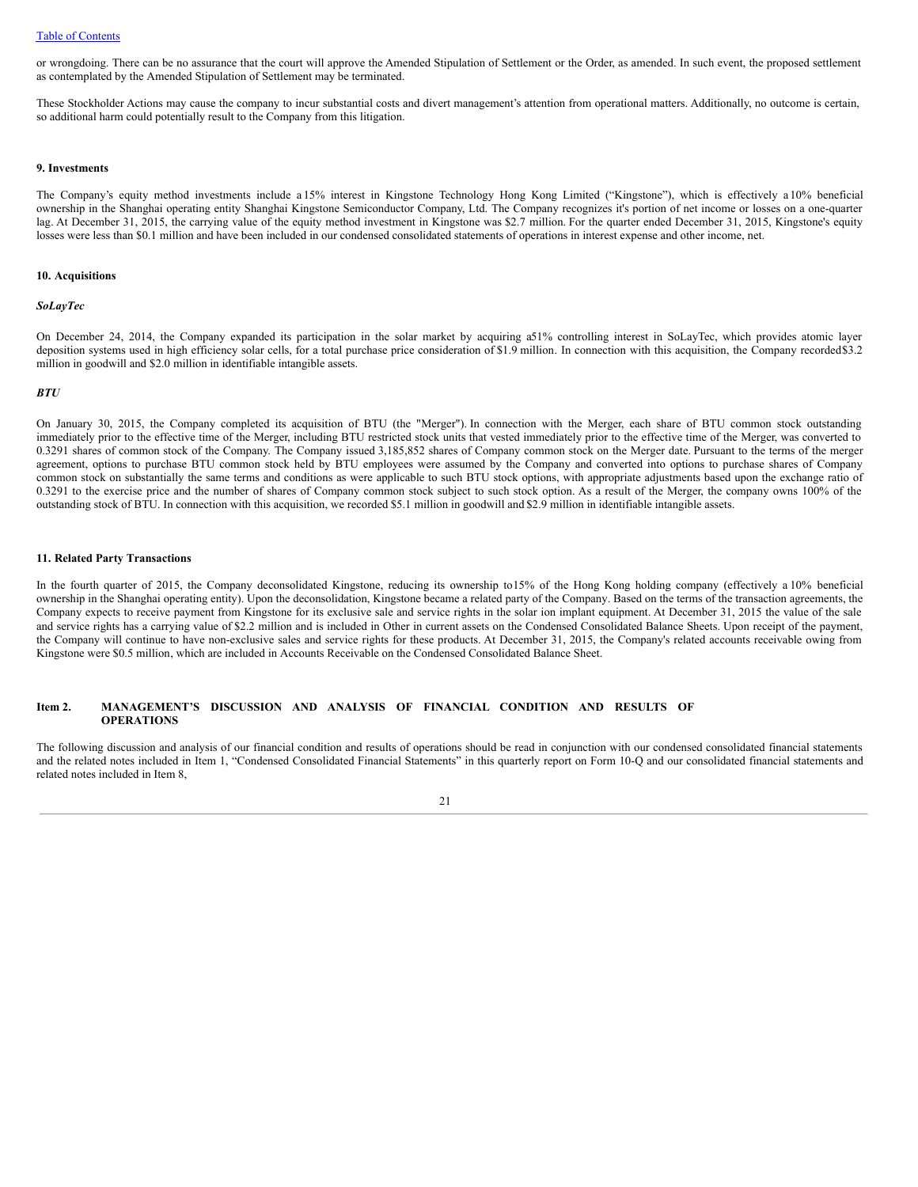or wrongdoing. There can be no assurance that the court will approve the Amended Stipulation of Settlement or the Order, as amended. In such event, the proposed settlement as contemplated by the Amended Stipulation of Settlement may be terminated.

These Stockholder Actions may cause the company to incur substantial costs and divert management's attention from operational matters. Additionally, no outcome is certain, so additional harm could potentially result to the Company from this litigation.

**9. Investments**

The Company's equity method investments include a 15% interest in Kingstone Technology Hong Kong Limited ("Kingstone"), which is effectively a 10% beneficial ownership in the Shanghai operating entity Shanghai Kingstone Semiconductor Company, Ltd. The Company recognizes it's portion of net income or losses on a one-quarter lag. At December 31, 2015, the carrying value of the equity method investment in Kingstone was $2.7 million. For the quarter ended December 31, 2015, Kingstone's equity losses were less than $0.1 million and have been included in our condensed consolidated statements of operations in interest expense and other income, net.

**10. Acquisitions**

***SoLayTec***

On December 24, 2014, the Company expanded its participation in the solar market by acquiring a 51% controlling interest in SoLayTec, which provides atomic layer deposition systems used in high efficiency solar cells, for a total purchase price consideration of $1.9 million. In connection with this acquisition, the Company recorded $3.2 million in goodwill and $2.0 million in identifiable intangible assets.

***BTU***

On January 30, 2015, the Company completed its acquisition of BTU (the "Merger"). In connection with the Merger, each share of BTU common stock outstanding immediately prior to the effective time of the Merger, including BTU restricted stock units that vested immediately prior to the effective time of the Merger, was converted to 0.3291 shares of common stock of the Company. The Company issued 3,185,852 shares of Company common stock on the Merger date. Pursuant to the terms of the merger agreement, options to purchase BTU common stock held by BTU employees were assumed by the Company and converted into options to purchase shares of Company common stock on substantially the same terms and conditions as were applicable to such BTU stock options, with appropriate adjustments based upon the exchange ratio of 0.3291 to the exercise price and the number of shares of Company common stock subject to such stock option. As a result of the Merger, the company owns 100% of the outstanding stock of BTU. In connection with this acquisition, we recorded $5.1 million in goodwill and $2.9 million in identifiable intangible assets.

**11. Related Party Transactions**

In the fourth quarter of 2015, the Company deconsolidated Kingstone, reducing its ownership to 15% of the Hong Kong holding company (effectively a 10% beneficial ownership in the Shanghai operating entity). Upon the deconsolidation, Kingstone became a related party of the Company. Based on the terms of the transaction agreements, the Company expects to receive payment from Kingstone for its exclusive sale and service rights in the solar ion implant equipment. At December 31, 2015 the value of the sale and service rights has a carrying value of $2.2 million and is included in Other in current assets on the Condensed Consolidated Balance Sheets. Upon receipt of the payment, the Company will continue to have non-exclusive sales and service rights for these products. At December 31, 2015, the Company's related accounts receivable owing from Kingstone were $0.5 million, which are included in Accounts Receivable on the Condensed Consolidated Balance Sheet.

## Item 2. MANAGEMENT'S DISCUSSION AND ANALYSIS OF FINANCIAL CONDITION AND RESULTS OF OPERATIONS

The following discussion and analysis of our financial condition and results of operations should be read in conjunction with our condensed consolidated financial statements and the related notes included in Item 1, "Condensed Consolidated Financial Statements" in this quarterly report on Form 10-Q and our consolidated financial statements and related notes included in Item 8,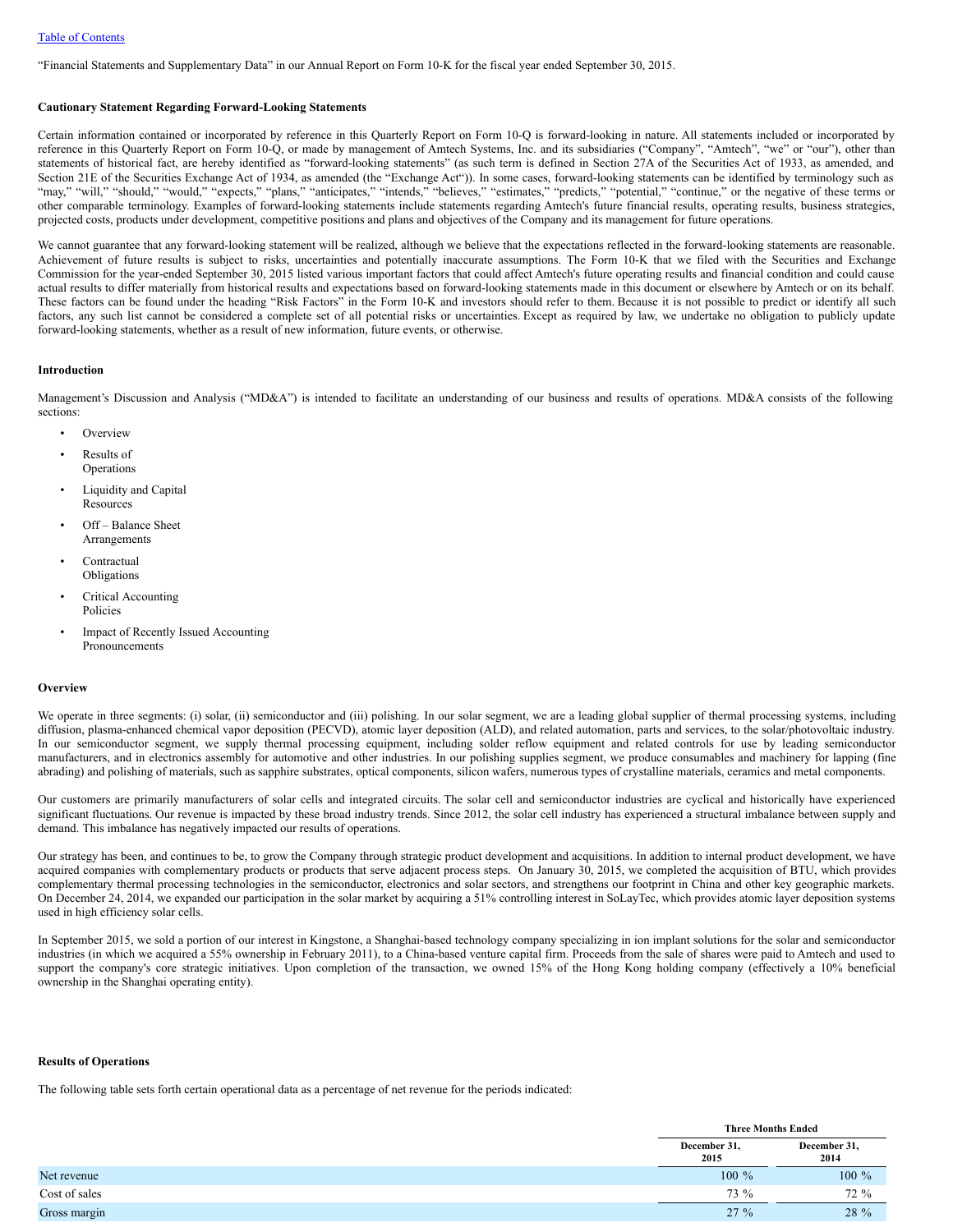[Table of Contents](#)

“Financial Statements and Supplementary Data” in our Annual Report on Form 10-K for the fiscal year ended September 30, 2015.

**Cautionary Statement Regarding Forward-Looking Statements**

Certain information contained or incorporated by reference in this Quarterly Report on Form 10-Q is forward-looking in nature. All statements included or incorporated by reference in this Quarterly Report on Form 10-Q, or made by management of Amtech Systems, Inc. and its subsidiaries (“Company”, “Amtech”, “we” or “our”), other than statements of historical fact, are hereby identified as “forward-looking statements” (as such term is defined in Section 27A of the Securities Act of 1933, as amended, and Section 21E of the Securities Exchange Act of 1934, as amended (the “Exchange Act“)). In some cases, forward-looking statements can be identified by terminology such as “may,” “will,” “should,” “would,” “expects,” “plans,” “anticipates,” “intends,” “believes,” “estimates,” “predicts,” “potential,” “continue,” or the negative of these terms or other comparable terminology. Examples of forward-looking statements include statements regarding Amtech's future financial results, operating results, business strategies, projected costs, products under development, competitive positions and plans and objectives of the Company and its management for future operations.

We cannot guarantee that any forward-looking statement will be realized, although we believe that the expectations reflected in the forward-looking statements are reasonable. Achievement of future results is subject to risks, uncertainties and potentially inaccurate assumptions. The Form 10-K that we filed with the Securities and Exchange Commission for the year-ended September 30, 2015 listed various important factors that could affect Amtech's future operating results and financial condition and could cause actual results to differ materially from historical results and expectations based on forward-looking statements made in this document or elsewhere by Amtech or on its behalf. These factors can be found under the heading “Risk Factors” in the Form 10-K and investors should refer to them. Because it is not possible to predict or identify all such factors, any such list cannot be considered a complete set of all potential risks or uncertainties. Except as required by law, we undertake no obligation to publicly update forward-looking statements, whether as a result of new information, future events, or otherwise.

**Introduction**

Management’s Discussion and Analysis (“MD&A”) is intended to facilitate an understanding of our business and results of operations. MD&A consists of the following sections:

- Overview
- Results of Operations
- Liquidity and Capital Resources
- Off – Balance Sheet Arrangements
- Contractual Obligations
- Critical Accounting Policies
- Impact of Recently Issued Accounting Pronouncements

**Overview**

We operate in three segments: (i) solar, (ii) semiconductor and (iii) polishing. In our solar segment, we are a leading global supplier of thermal processing systems, including diffusion, plasma-enhanced chemical vapor deposition (PECVD), atomic layer deposition (ALD), and related automation, parts and services, to the solar/photovoltaic industry. In our semiconductor segment, we supply thermal processing equipment, including solder reflow equipment and related controls for use by leading semiconductor manufacturers, and in electronics assembly for automotive and other industries. In our polishing supplies segment, we produce consumables and machinery for lapping (fine abrading) and polishing of materials, such as sapphire substrates, optical components, silicon wafers, numerous types of crystalline materials, ceramics and metal components.

Our customers are primarily manufacturers of solar cells and integrated circuits. The solar cell and semiconductor industries are cyclical and historically have experienced significant fluctuations. Our revenue is impacted by these broad industry trends. Since 2012, the solar cell industry has experienced a structural imbalance between supply and demand. This imbalance has negatively impacted our results of operations.

Our strategy has been, and continues to be, to grow the Company through strategic product development and acquisitions. In addition to internal product development, we have acquired companies with complementary products or products that serve adjacent process steps. On January 30, 2015, we completed the acquisition of BTU, which provides complementary thermal processing technologies in the semiconductor, electronics and solar sectors, and strengthens our footprint in China and other key geographic markets. On December 24, 2014, we expanded our participation in the solar market by acquiring a 51% controlling interest in SoLayTec, which provides atomic layer deposition systems used in high efficiency solar cells.

In September 2015, we sold a portion of our interest in Kingstone, a Shanghai-based technology company specializing in ion implant solutions for the solar and semiconductor industries (in which we acquired a 55% ownership in February 2011), to a China-based venture capital firm. Proceeds from the sale of shares were paid to Amtech and used to support the company's core strategic initiatives. Upon completion of the transaction, we owned 15% of the Hong Kong holding company (effectively a 10% beneficial ownership in the Shanghai operating entity).

**Results of Operations**

The following table sets forth certain operational data as a percentage of net revenue for the periods indicated:

| | Three Months Ended | |
|---|---|---|
| | December 31, 2015 | December 31, 2014 |
| Net revenue | 100 % | 100 % |
| Cost of sales | 73 % | 72 % |
| Gross margin | 27 % | 28 % |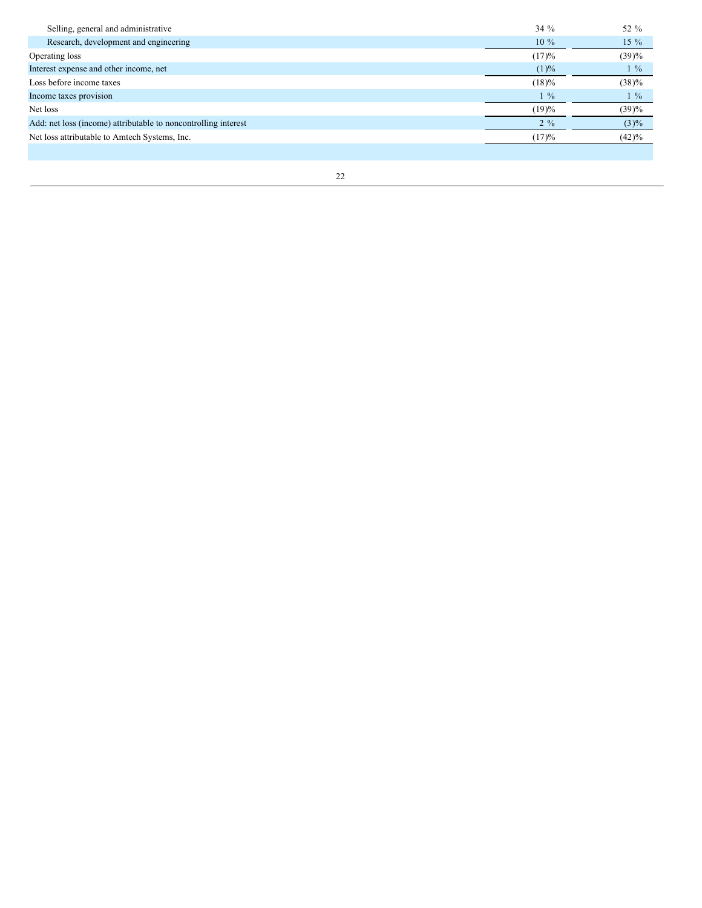| | | |
|---|---|---|
| Selling, general and administrative | 34 % | 52 % |
| Research, development and engineering | 10 % | 15 % |
| Operating loss | (17)% | (39)% |
| Interest expense and other income, net | (1)% | 1 % |
| Loss before income taxes | (18)% | (38)% |
| Income taxes provision | 1 % | 1 % |
| Net loss | (19)% | (39)% |
| Add: net loss (income) attributable to noncontrolling interest | 2 % | (3)% |
| Net loss attributable to Amtech Systems, Inc. | (17)% | (42)% |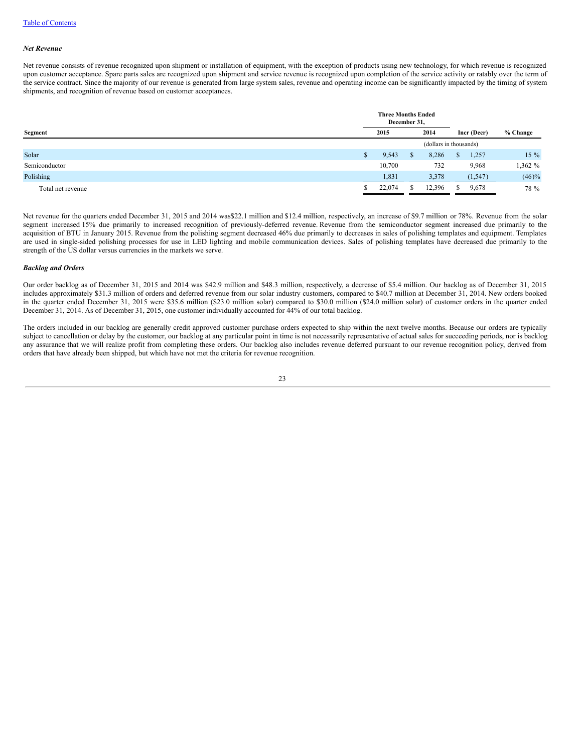*Net Revenue*

Net revenue consists of revenue recognized upon shipment or installation of equipment, with the exception of products using new technology, for which revenue is recognized upon customer acceptance. Spare parts sales are recognized upon shipment and service revenue is recognized upon completion of the service activity or ratably over the term of the service contract. Since the majority of our revenue is generated from large system sales, revenue and operating income can be significantly impacted by the timing of system shipments, and recognition of revenue based on customer acceptances.

| Segment | Three Months Ended December 31, 2015 | Three Months Ended December 31, 2014 | Incr (Decr) | % Change |
|---|---|---|---|---|
| | (dollars in thousands) | | | |
| Solar | $ 9,543 | $ 8,286 | $ 1,257 | 15 % |
| Semiconductor | 10,700 | 732 | 9,968 | 1,362 % |
| Polishing | 1,831 | 3,378 | (1,547) | (46)% |
| Total net revenue | $ 22,074 | $ 12,396 | $ 9,678 | 78 % |

Net revenue for the quarters ended December 31, 2015 and 2014 was$22.1 million and $12.4 million, respectively, an increase of $9.7 million or 78%. Revenue from the solar segment increased 15% due primarily to increased recognition of previously-deferred revenue. Revenue from the semiconductor segment increased due primarily to the acquisition of BTU in January 2015. Revenue from the polishing segment decreased 46% due primarily to decreases in sales of polishing templates and equipment. Templates are used in single-sided polishing processes for use in LED lighting and mobile communication devices. Sales of polishing templates have decreased due primarily to the strength of the US dollar versus currencies in the markets we serve.

*Backlog and Orders*

Our order backlog as of December 31, 2015 and 2014 was $42.9 million and $48.3 million, respectively, a decrease of $5.4 million. Our backlog as of December 31, 2015 includes approximately $31.3 million of orders and deferred revenue from our solar industry customers, compared to $40.7 million at December 31, 2014. New orders booked in the quarter ended December 31, 2015 were $35.6 million ($23.0 million solar) compared to $30.0 million ($24.0 million solar) of customer orders in the quarter ended December 31, 2014. As of December 31, 2015, one customer individually accounted for 44% of our total backlog.

The orders included in our backlog are generally credit approved customer purchase orders expected to ship within the next twelve months. Because our orders are typically subject to cancellation or delay by the customer, our backlog at any particular point in time is not necessarily representative of actual sales for succeeding periods, nor is backlog any assurance that we will realize profit from completing these orders. Our backlog also includes revenue deferred pursuant to our revenue recognition policy, derived from orders that have already been shipped, but which have not met the criteria for revenue recognition.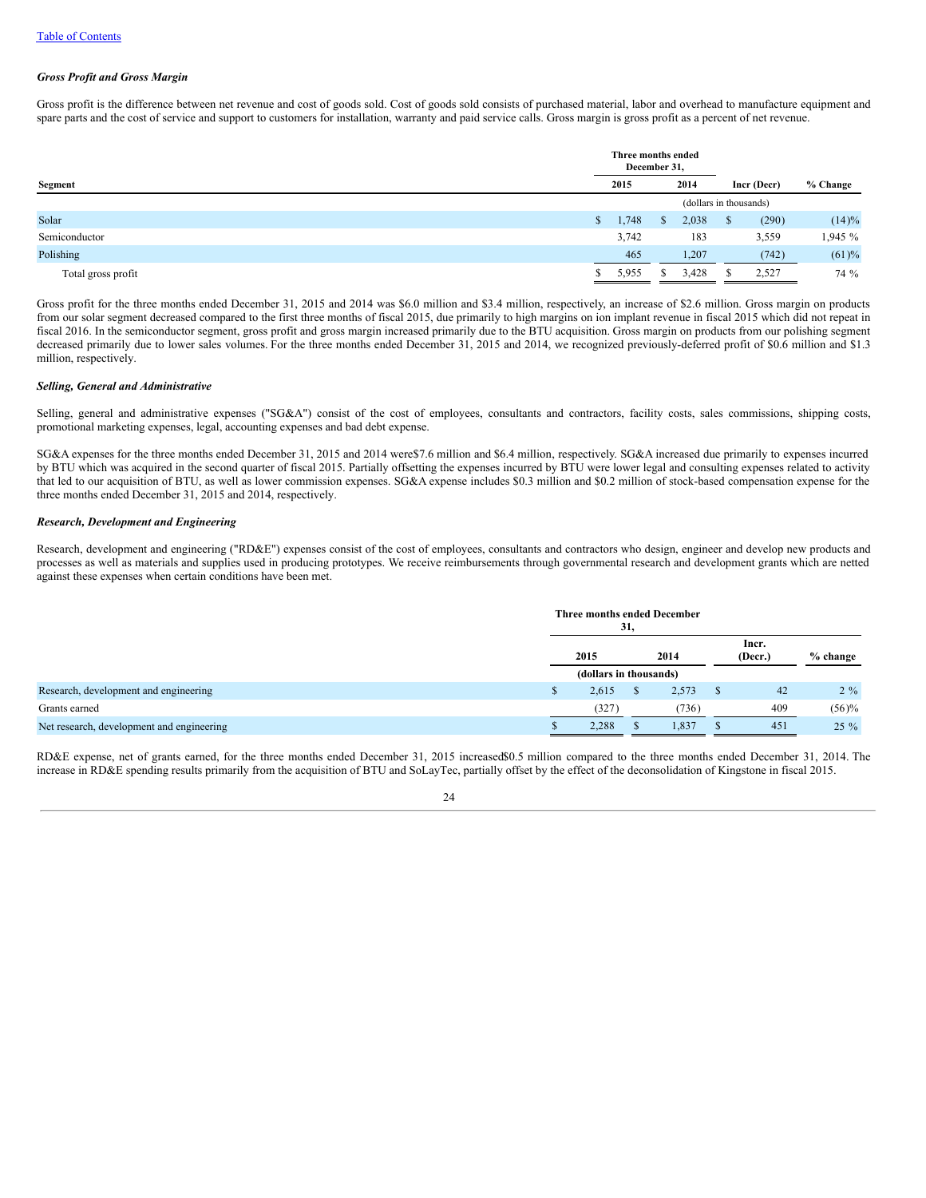### *Gross Profit and Gross Margin*

Gross profit is the difference between net revenue and cost of goods sold. Cost of goods sold consists of purchased material, labor and overhead to manufacture equipment and spare parts and the cost of service and support to customers for installation, warranty and paid service calls. Gross margin is gross profit as a percent of net revenue.

| Segment | Three months ended December 31, 2015 | Three months ended December 31, 2014 | Incr (Decr) | % Change |
|---|---|---|---|---|
| | (dollars in thousands) | | | |
| Solar | $ 1,748 | $ 2,038 | $ (290) | (14)% |
| Semiconductor | 3,742 | 183 | 3,559 | 1,945 % |
| Polishing | 465 | 1,207 | (742) | (61)% |
| Total gross profit | $ 5,955 | $ 3,428 | $ 2,527 | 74 % |

Gross profit for the three months ended December 31, 2015 and 2014 was $6.0 million and $3.4 million, respectively, an increase of $2.6 million. Gross margin on products from our solar segment decreased compared to the first three months of fiscal 2015, due primarily to high margins on ion implant revenue in fiscal 2015 which did not repeat in fiscal 2016. In the semiconductor segment, gross profit and gross margin increased primarily due to the BTU acquisition. Gross margin on products from our polishing segment decreased primarily due to lower sales volumes. For the three months ended December 31, 2015 and 2014, we recognized previously-deferred profit of $0.6 million and $1.3 million, respectively.

### *Selling, General and Administrative*

Selling, general and administrative expenses ("SG&A") consist of the cost of employees, consultants and contractors, facility costs, sales commissions, shipping costs, promotional marketing expenses, legal, accounting expenses and bad debt expense.

SG&A expenses for the three months ended December 31, 2015 and 2014 were$7.6 million and $6.4 million, respectively. SG&A increased due primarily to expenses incurred by BTU which was acquired in the second quarter of fiscal 2015. Partially offsetting the expenses incurred by BTU were lower legal and consulting expenses related to activity that led to our acquisition of BTU, as well as lower commission expenses. SG&A expense includes $0.3 million and $0.2 million of stock-based compensation expense for the three months ended December 31, 2015 and 2014, respectively.

### *Research, Development and Engineering*

Research, development and engineering ("RD&E") expenses consist of the cost of employees, consultants and contractors who design, engineer and develop new products and processes as well as materials and supplies used in producing prototypes. We receive reimbursements through governmental research and development grants which are netted against these expenses when certain conditions have been met.

| | Three months ended December 31, 2015 | Three months ended December 31, 2014 | Incr. (Decr.) | % change |
|---|---|---|---|---|
| | (dollars in thousands) | | | |
| Research, development and engineering | $ 2,615 | $ 2,573 | $ 42 | 2 % |
| Grants earned | (327) | (736) | 409 | (56)% |
| Net research, development and engineering | $ 2,288 | $ 1,837 | $ 451 | 25 % |

RD&E expense, net of grants earned, for the three months ended December 31, 2015 increased$0.5 million compared to the three months ended December 31, 2014. The increase in RD&E spending results primarily from the acquisition of BTU and SoLayTec, partially offset by the effect of the deconsolidation of Kingstone in fiscal 2015.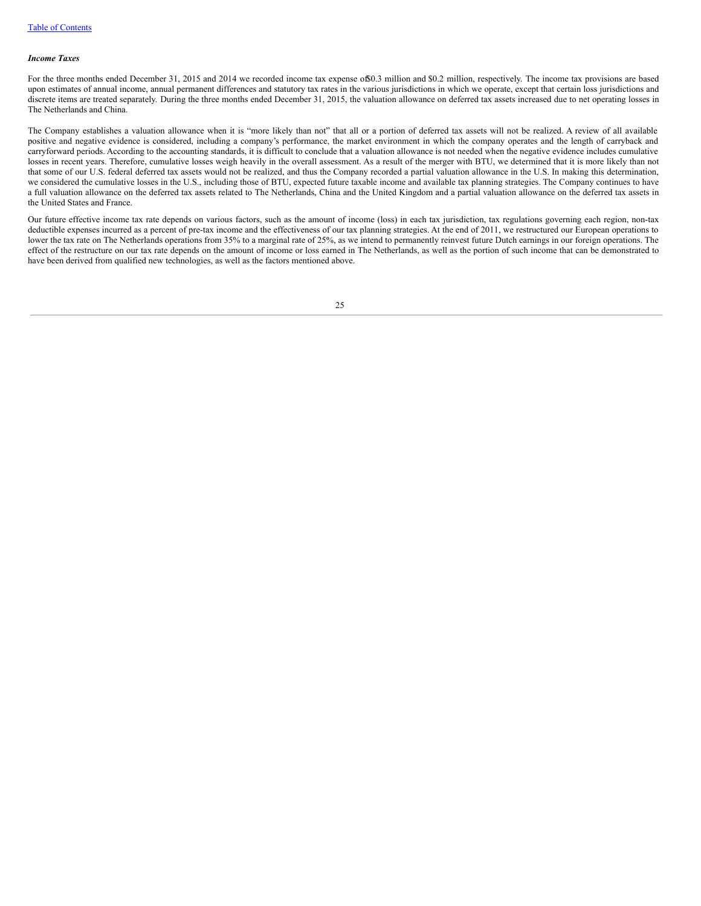*Income Taxes*

For the three months ended December 31, 2015 and 2014 we recorded income tax expense of $0.3 million and $0.2 million, respectively. The income tax provisions are based upon estimates of annual income, annual permanent differences and statutory tax rates in the various jurisdictions in which we operate, except that certain loss jurisdictions and discrete items are treated separately. During the three months ended December 31, 2015, the valuation allowance on deferred tax assets increased due to net operating losses in The Netherlands and China.

The Company establishes a valuation allowance when it is "more likely than not" that all or a portion of deferred tax assets will not be realized. A review of all available positive and negative evidence is considered, including a company's performance, the market environment in which the company operates and the length of carryback and carryforward periods. According to the accounting standards, it is difficult to conclude that a valuation allowance is not needed when the negative evidence includes cumulative losses in recent years. Therefore, cumulative losses weigh heavily in the overall assessment. As a result of the merger with BTU, we determined that it is more likely than not that some of our U.S. federal deferred tax assets would not be realized, and thus the Company recorded a partial valuation allowance in the U.S. In making this determination, we considered the cumulative losses in the U.S., including those of BTU, expected future taxable income and available tax planning strategies. The Company continues to have a full valuation allowance on the deferred tax assets related to The Netherlands, China and the United Kingdom and a partial valuation allowance on the deferred tax assets in the United States and France.

Our future effective income tax rate depends on various factors, such as the amount of income (loss) in each tax jurisdiction, tax regulations governing each region, non-tax deductible expenses incurred as a percent of pre-tax income and the effectiveness of our tax planning strategies. At the end of 2011, we restructured our European operations to lower the tax rate on The Netherlands operations from 35% to a marginal rate of 25%, as we intend to permanently reinvest future Dutch earnings in our foreign operations. The effect of the restructure on our tax rate depends on the amount of income or loss earned in The Netherlands, as well as the portion of such income that can be demonstrated to have been derived from qualified new technologies, as well as the factors mentioned above.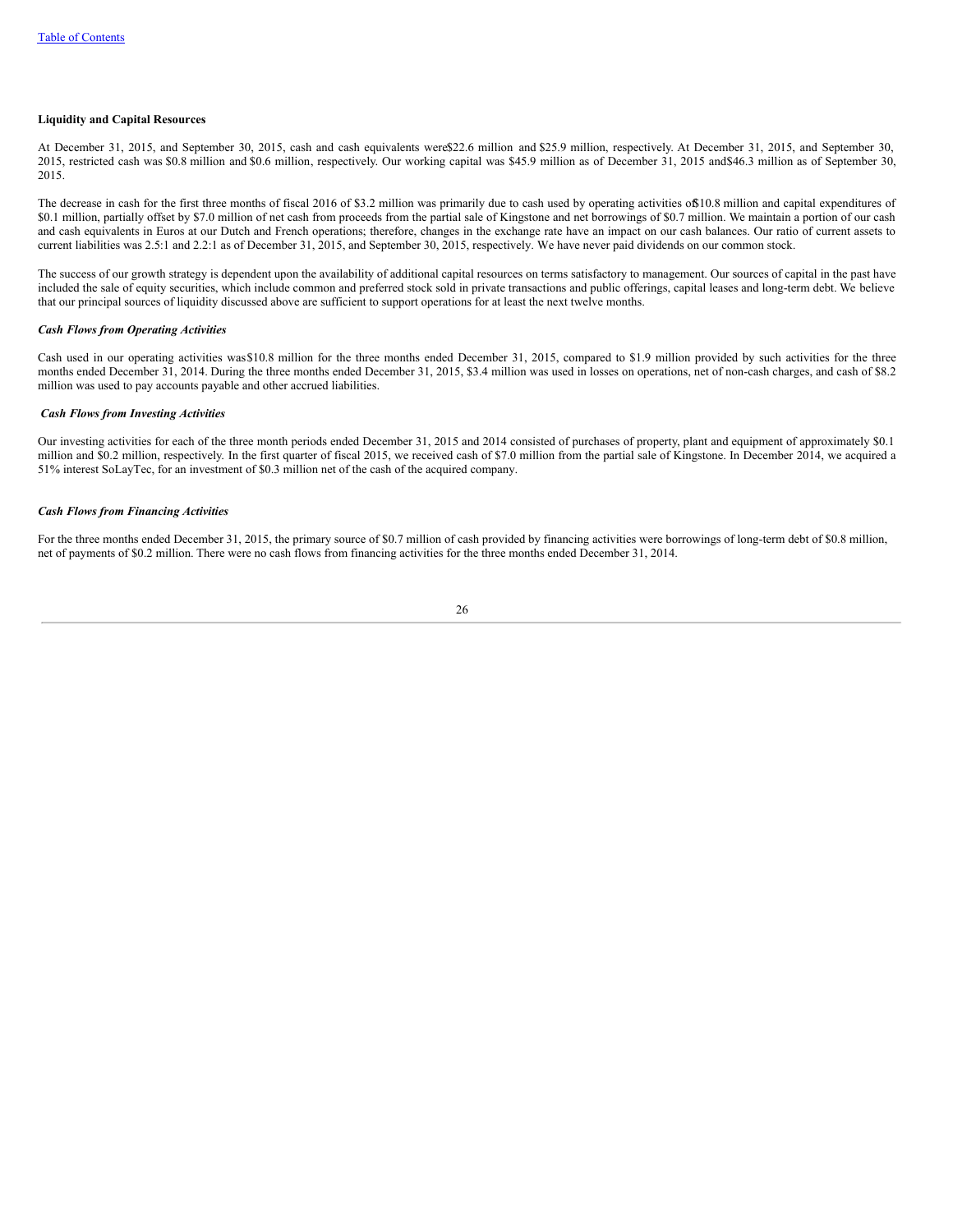**Liquidity and Capital Resources**

At December 31, 2015, and September 30, 2015, cash and cash equivalents were $22.6 million and $25.9 million, respectively. At December 31, 2015, and September 30, 2015, restricted cash was $0.8 million and $0.6 million, respectively. Our working capital was $45.9 million as of December 31, 2015 and $46.3 million as of September 30, 2015.

The decrease in cash for the first three months of fiscal 2016 of $3.2 million was primarily due to cash used by operating activities of $10.8 million and capital expenditures of $0.1 million, partially offset by $7.0 million of net cash from proceeds from the partial sale of Kingstone and net borrowings of $0.7 million. We maintain a portion of our cash and cash equivalents in Euros at our Dutch and French operations; therefore, changes in the exchange rate have an impact on our cash balances. Our ratio of current assets to current liabilities was 2.5:1 and 2.2:1 as of December 31, 2015, and September 30, 2015, respectively. We have never paid dividends on our common stock.

The success of our growth strategy is dependent upon the availability of additional capital resources on terms satisfactory to management. Our sources of capital in the past have included the sale of equity securities, which include common and preferred stock sold in private transactions and public offerings, capital leases and long-term debt. We believe that our principal sources of liquidity discussed above are sufficient to support operations for at least the next twelve months.

***Cash Flows from Operating Activities***

Cash used in our operating activities was $10.8 million for the three months ended December 31, 2015, compared to $1.9 million provided by such activities for the three months ended December 31, 2014. During the three months ended December 31, 2015, $3.4 million was used in losses on operations, net of non-cash charges, and cash of $8.2 million was used to pay accounts payable and other accrued liabilities.

***Cash Flows from Investing Activities***

Our investing activities for each of the three month periods ended December 31, 2015 and 2014 consisted of purchases of property, plant and equipment of approximately $0.1 million and $0.2 million, respectively. In the first quarter of fiscal 2015, we received cash of $7.0 million from the partial sale of Kingstone. In December 2014, we acquired a 51% interest SoLayTec, for an investment of $0.3 million net of the cash of the acquired company.

***Cash Flows from Financing Activities***

For the three months ended December 31, 2015, the primary source of $0.7 million of cash provided by financing activities were borrowings of long-term debt of $0.8 million, net of payments of $0.2 million. There were no cash flows from financing activities for the three months ended December 31, 2014.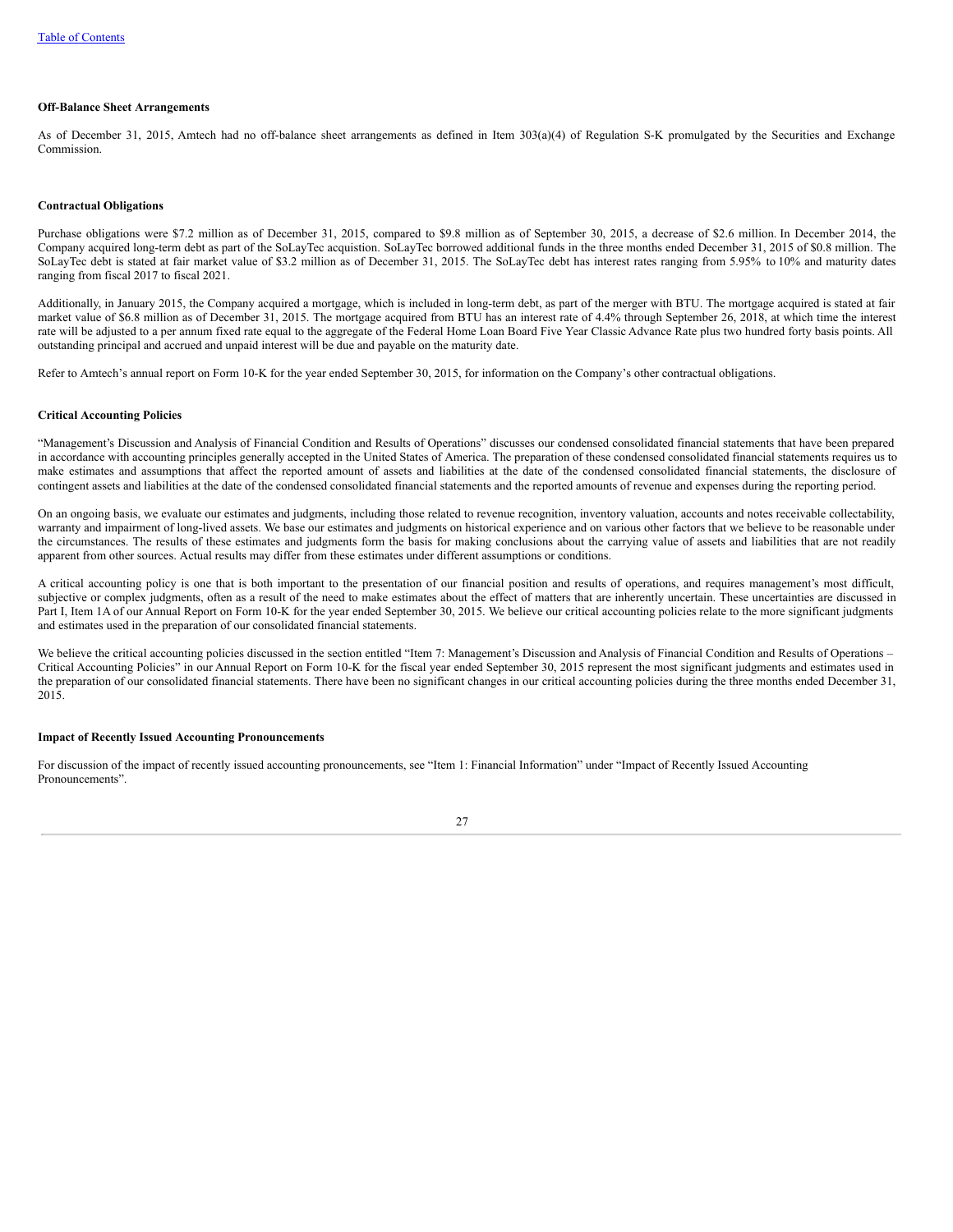**Off-Balance Sheet Arrangements**

As of December 31, 2015, Amtech had no off-balance sheet arrangements as defined in Item 303(a)(4) of Regulation S-K promulgated by the Securities and Exchange Commission.

**Contractual Obligations**

Purchase obligations were $7.2 million as of December 31, 2015, compared to $9.8 million as of September 30, 2015, a decrease of $2.6 million. In December 2014, the Company acquired long-term debt as part of the SoLayTec acquistion. SoLayTec borrowed additional funds in the three months ended December 31, 2015 of $0.8 million. The SoLayTec debt is stated at fair market value of $3.2 million as of December 31, 2015. The SoLayTec debt has interest rates ranging from 5.95% to 10% and maturity dates ranging from fiscal 2017 to fiscal 2021.

Additionally, in January 2015, the Company acquired a mortgage, which is included in long-term debt, as part of the merger with BTU. The mortgage acquired is stated at fair market value of $6.8 million as of December 31, 2015. The mortgage acquired from BTU has an interest rate of 4.4% through September 26, 2018, at which time the interest rate will be adjusted to a per annum fixed rate equal to the aggregate of the Federal Home Loan Board Five Year Classic Advance Rate plus two hundred forty basis points. All outstanding principal and accrued and unpaid interest will be due and payable on the maturity date.

Refer to Amtech's annual report on Form 10-K for the year ended September 30, 2015, for information on the Company's other contractual obligations.

**Critical Accounting Policies**

"Management's Discussion and Analysis of Financial Condition and Results of Operations" discusses our condensed consolidated financial statements that have been prepared in accordance with accounting principles generally accepted in the United States of America. The preparation of these condensed consolidated financial statements requires us to make estimates and assumptions that affect the reported amount of assets and liabilities at the date of the condensed consolidated financial statements, the disclosure of contingent assets and liabilities at the date of the condensed consolidated financial statements and the reported amounts of revenue and expenses during the reporting period.

On an ongoing basis, we evaluate our estimates and judgments, including those related to revenue recognition, inventory valuation, accounts and notes receivable collectability, warranty and impairment of long-lived assets. We base our estimates and judgments on historical experience and on various other factors that we believe to be reasonable under the circumstances. The results of these estimates and judgments form the basis for making conclusions about the carrying value of assets and liabilities that are not readily apparent from other sources. Actual results may differ from these estimates under different assumptions or conditions.

A critical accounting policy is one that is both important to the presentation of our financial position and results of operations, and requires management's most difficult, subjective or complex judgments, often as a result of the need to make estimates about the effect of matters that are inherently uncertain. These uncertainties are discussed in Part I, Item 1A of our Annual Report on Form 10-K for the year ended September 30, 2015. We believe our critical accounting policies relate to the more significant judgments and estimates used in the preparation of our consolidated financial statements.

We believe the critical accounting policies discussed in the section entitled "Item 7: Management's Discussion and Analysis of Financial Condition and Results of Operations – Critical Accounting Policies" in our Annual Report on Form 10-K for the fiscal year ended September 30, 2015 represent the most significant judgments and estimates used in the preparation of our consolidated financial statements. There have been no significant changes in our critical accounting policies during the three months ended December 31, 2015.

**Impact of Recently Issued Accounting Pronouncements**

For discussion of the impact of recently issued accounting pronouncements, see "Item 1: Financial Information" under "Impact of Recently Issued Accounting Pronouncements".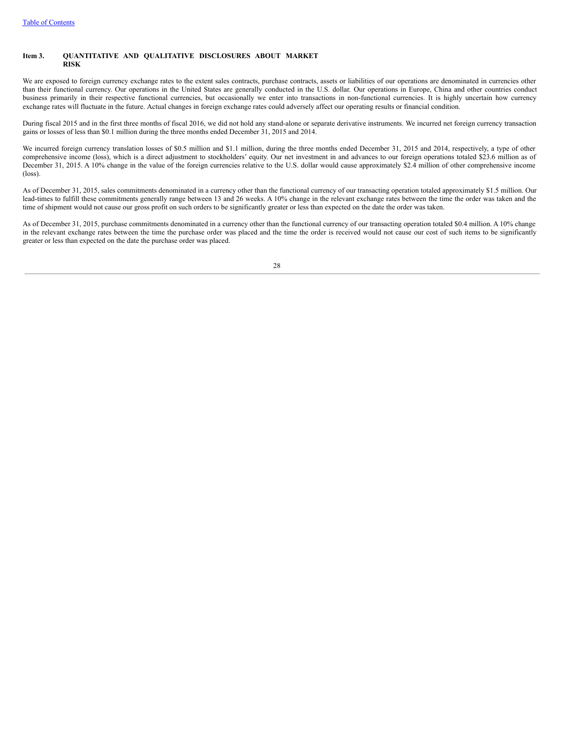## Item 3. QUANTITATIVE AND QUALITATIVE DISCLOSURES ABOUT MARKET RISK

We are exposed to foreign currency exchange rates to the extent sales contracts, purchase contracts, assets or liabilities of our operations are denominated in currencies other than their functional currency. Our operations in the United States are generally conducted in the U.S. dollar. Our operations in Europe, China and other countries conduct business primarily in their respective functional currencies, but occasionally we enter into transactions in non-functional currencies. It is highly uncertain how currency exchange rates will fluctuate in the future. Actual changes in foreign exchange rates could adversely affect our operating results or financial condition.

During fiscal 2015 and in the first three months of fiscal 2016, we did not hold any stand-alone or separate derivative instruments. We incurred net foreign currency transaction gains or losses of less than $0.1 million during the three months ended December 31, 2015 and 2014.

We incurred foreign currency translation losses of $0.5 million and $1.1 million, during the three months ended December 31, 2015 and 2014, respectively, a type of other comprehensive income (loss), which is a direct adjustment to stockholders' equity. Our net investment in and advances to our foreign operations totaled $23.6 million as of December 31, 2015. A 10% change in the value of the foreign currencies relative to the U.S. dollar would cause approximately $2.4 million of other comprehensive income (loss).

As of December 31, 2015, sales commitments denominated in a currency other than the functional currency of our transacting operation totaled approximately $1.5 million. Our lead-times to fulfill these commitments generally range between 13 and 26 weeks. A 10% change in the relevant exchange rates between the time the order was taken and the time of shipment would not cause our gross profit on such orders to be significantly greater or less than expected on the date the order was taken.

As of December 31, 2015, purchase commitments denominated in a currency other than the functional currency of our transacting operation totaled $0.4 million. A 10% change in the relevant exchange rates between the time the purchase order was placed and the time the order is received would not cause our cost of such items to be significantly greater or less than expected on the date the purchase order was placed.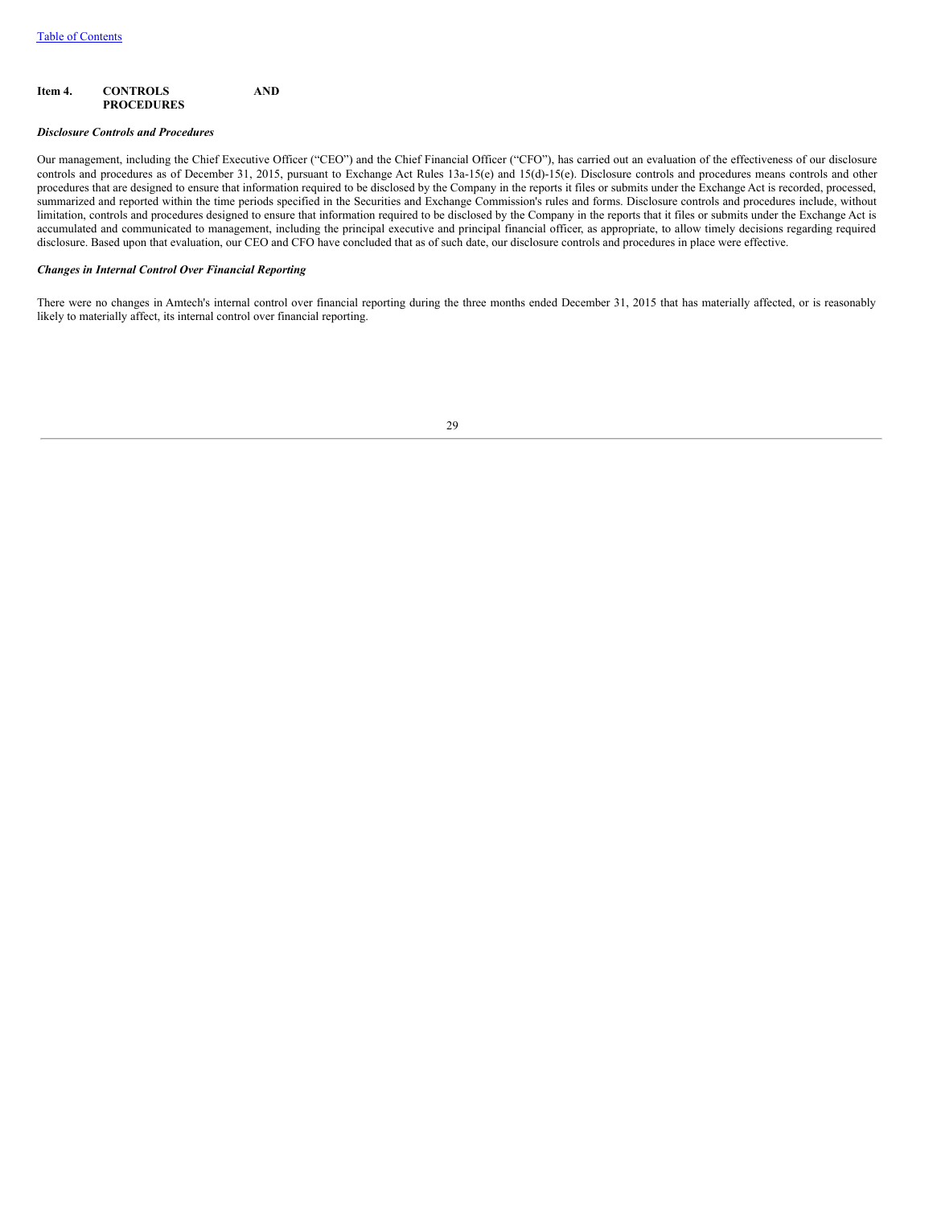## Item 4. CONTROLS AND PROCEDURES

***Disclosure Controls and Procedures***

Our management, including the Chief Executive Officer ("CEO") and the Chief Financial Officer ("CFO"), has carried out an evaluation of the effectiveness of our disclosure controls and procedures as of December 31, 2015, pursuant to Exchange Act Rules 13a-15(e) and 15(d)-15(e). Disclosure controls and procedures means controls and other procedures that are designed to ensure that information required to be disclosed by the Company in the reports it files or submits under the Exchange Act is recorded, processed, summarized and reported within the time periods specified in the Securities and Exchange Commission's rules and forms. Disclosure controls and procedures include, without limitation, controls and procedures designed to ensure that information required to be disclosed by the Company in the reports that it files or submits under the Exchange Act is accumulated and communicated to management, including the principal executive and principal financial officer, as appropriate, to allow timely decisions regarding required disclosure. Based upon that evaluation, our CEO and CFO have concluded that as of such date, our disclosure controls and procedures in place were effective.

***Changes in Internal Control Over Financial Reporting***

There were no changes in Amtech's internal control over financial reporting during the three months ended December 31, 2015 that has materially affected, or is reasonably likely to materially affect, its internal control over financial reporting.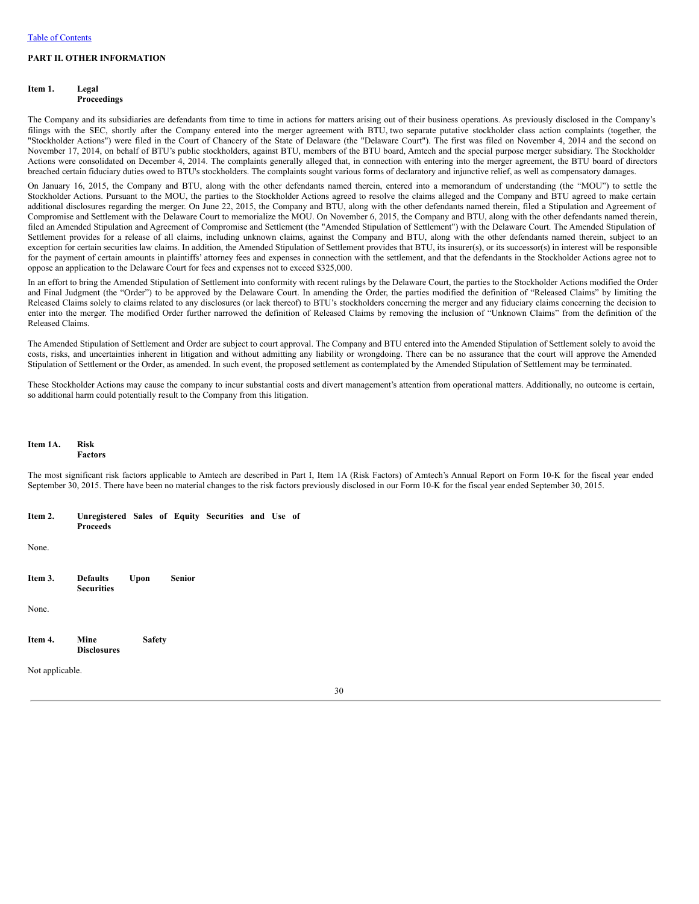[Table of Contents](#)

## PART II. OTHER INFORMATION

### Item 1. Legal Proceedings

The Company and its subsidiaries are defendants from time to time in actions for matters arising out of their business operations. As previously disclosed in the Company's filings with the SEC, shortly after the Company entered into the merger agreement with BTU, two separate putative stockholder class action complaints (together, the "Stockholder Actions") were filed in the Court of Chancery of the State of Delaware (the "Delaware Court"). The first was filed on November 4, 2014 and the second on November 17, 2014, on behalf of BTU's public stockholders, against BTU, members of the BTU board, Amtech and the special purpose merger subsidiary. The Stockholder Actions were consolidated on December 4, 2014. The complaints generally alleged that, in connection with entering into the merger agreement, the BTU board of directors breached certain fiduciary duties owed to BTU's stockholders. The complaints sought various forms of declaratory and injunctive relief, as well as compensatory damages.

On January 16, 2015, the Company and BTU, along with the other defendants named therein, entered into a memorandum of understanding (the "MOU") to settle the Stockholder Actions. Pursuant to the MOU, the parties to the Stockholder Actions agreed to resolve the claims alleged and the Company and BTU agreed to make certain additional disclosures regarding the merger. On June 22, 2015, the Company and BTU, along with the other defendants named therein, filed a Stipulation and Agreement of Compromise and Settlement with the Delaware Court to memorialize the MOU. On November 6, 2015, the Company and BTU, along with the other defendants named therein, filed an Amended Stipulation and Agreement of Compromise and Settlement (the "Amended Stipulation of Settlement") with the Delaware Court. The Amended Stipulation of Settlement provides for a release of all claims, including unknown claims, against the Company and BTU, along with the other defendants named therein, subject to an exception for certain securities law claims. In addition, the Amended Stipulation of Settlement provides that BTU, its insurer(s), or its successor(s) in interest will be responsible for the payment of certain amounts in plaintiffs' attorney fees and expenses in connection with the settlement, and that the defendants in the Stockholder Actions agree not to oppose an application to the Delaware Court for fees and expenses not to exceed $325,000.

In an effort to bring the Amended Stipulation of Settlement into conformity with recent rulings by the Delaware Court, the parties to the Stockholder Actions modified the Order and Final Judgment (the "Order") to be approved by the Delaware Court. In amending the Order, the parties modified the definition of "Released Claims" by limiting the Released Claims solely to claims related to any disclosures (or lack thereof) to BTU's stockholders concerning the merger and any fiduciary claims concerning the decision to enter into the merger. The modified Order further narrowed the definition of Released Claims by removing the inclusion of "Unknown Claims" from the definition of the Released Claims.

The Amended Stipulation of Settlement and Order are subject to court approval. The Company and BTU entered into the Amended Stipulation of Settlement solely to avoid the costs, risks, and uncertainties inherent in litigation and without admitting any liability or wrongdoing. There can be no assurance that the court will approve the Amended Stipulation of Settlement or the Order, as amended. In such event, the proposed settlement as contemplated by the Amended Stipulation of Settlement may be terminated.

These Stockholder Actions may cause the company to incur substantial costs and divert management's attention from operational matters. Additionally, no outcome is certain, so additional harm could potentially result to the Company from this litigation.

### Item 1A. Risk Factors

The most significant risk factors applicable to Amtech are described in Part I, Item 1A (Risk Factors) of Amtech's Annual Report on Form 10-K for the fiscal year ended September 30, 2015. There have been no material changes to the risk factors previously disclosed in our Form 10-K for the fiscal year ended September 30, 2015.

### Item 2. Unregistered Sales of Equity Securities and Use of Proceeds

None.

### Item 3. Defaults Upon Senior Securities

None.

### Item 4. Mine Safety Disclosures

Not applicable.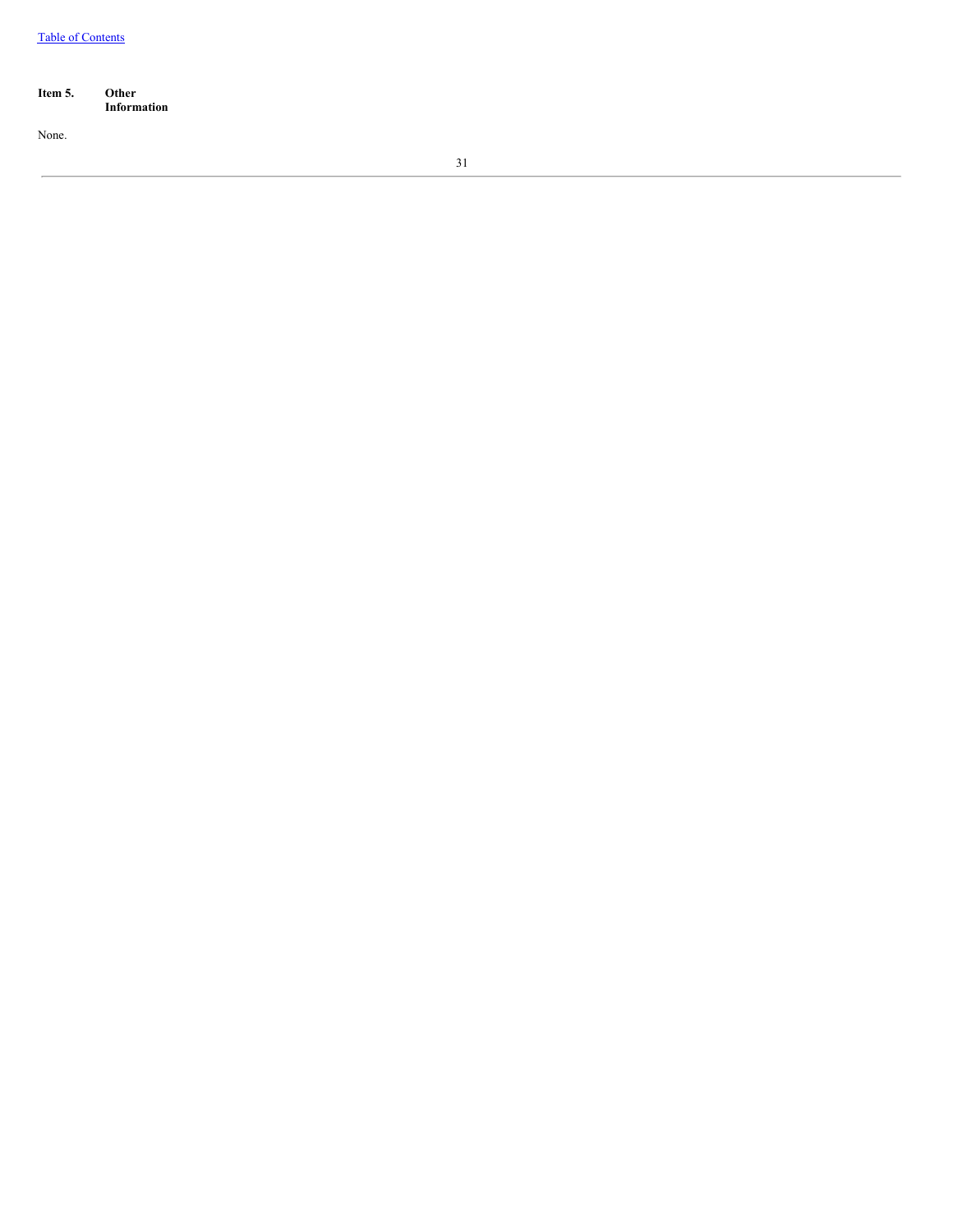## Item 5. Other Information

None.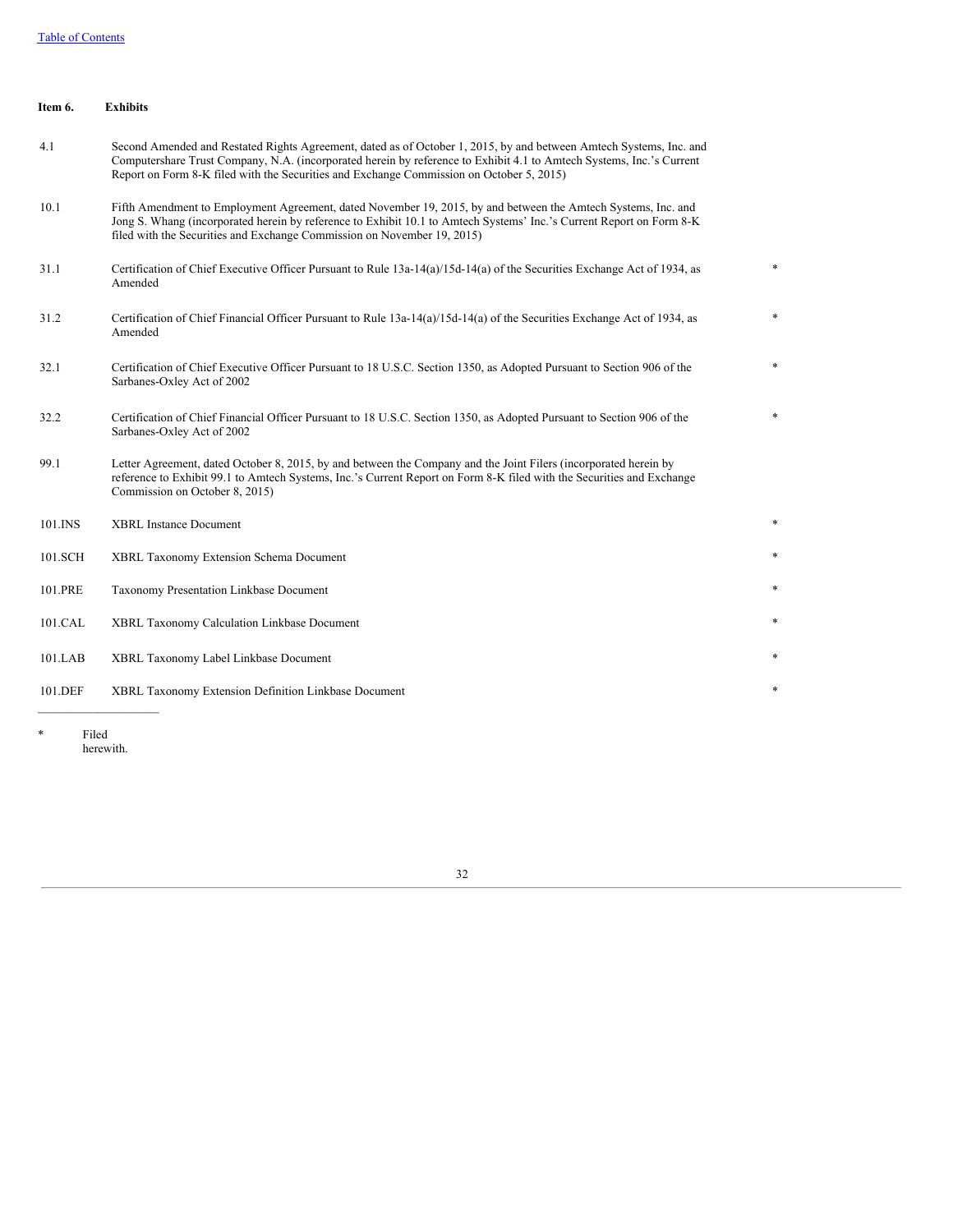[Table of Contents](#)

**Item 6. Exhibits**

| | | |
|---|---|---|
| 4.1 | Second Amended and Restated Rights Agreement, dated as of October 1, 2015, by and between Amtech Systems, Inc. and Computershare Trust Company, N.A. (incorporated herein by reference to Exhibit 4.1 to Amtech Systems, Inc.'s Current Report on Form 8-K filed with the Securities and Exchange Commission on October 5, 2015) | |
| 10.1 | Fifth Amendment to Employment Agreement, dated November 19, 2015, by and between the Amtech Systems, Inc. and Jong S. Whang (incorporated herein by reference to Exhibit 10.1 to Amtech Systems' Inc.'s Current Report on Form 8-K filed with the Securities and Exchange Commission on November 19, 2015) | |
| 31.1 | Certification of Chief Executive Officer Pursuant to Rule 13a-14(a)/15d-14(a) of the Securities Exchange Act of 1934, as Amended | * |
| 31.2 | Certification of Chief Financial Officer Pursuant to Rule 13a-14(a)/15d-14(a) of the Securities Exchange Act of 1934, as Amended | * |
| 32.1 | Certification of Chief Executive Officer Pursuant to 18 U.S.C. Section 1350, as Adopted Pursuant to Section 906 of the Sarbanes-Oxley Act of 2002 | * |
| 32.2 | Certification of Chief Financial Officer Pursuant to 18 U.S.C. Section 1350, as Adopted Pursuant to Section 906 of the Sarbanes-Oxley Act of 2002 | * |
| 99.1 | Letter Agreement, dated October 8, 2015, by and between the Company and the Joint Filers (incorporated herein by reference to Exhibit 99.1 to Amtech Systems, Inc.'s Current Report on Form 8-K filed with the Securities and Exchange Commission on October 8, 2015) | |
| 101.INS | XBRL Instance Document | * |
| 101.SCH | XBRL Taxonomy Extension Schema Document | * |
| 101.PRE | Taxonomy Presentation Linkbase Document | * |
| 101.CAL | XBRL Taxonomy Calculation Linkbase Document | * |
| 101.LAB | XBRL Taxonomy Label Linkbase Document | * |
| 101.DEF | XBRL Taxonomy Extension Definition Linkbase Document | * |

\* Filed herewith.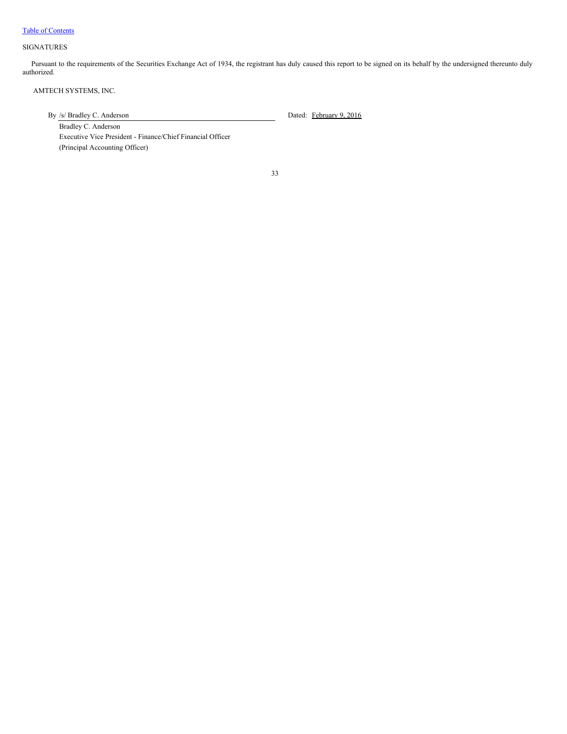Table of Contents

## SIGNATURES

Pursuant to the requirements of the Securities Exchange Act of 1934, the registrant has duly caused this report to be signed on its behalf by the undersigned thereunto duly authorized.

AMTECH SYSTEMS, INC.

By /s/ Bradley C. Anderson

Dated: February 9, 2016

Bradley C. Anderson

Executive Vice President - Finance/Chief Financial Officer

(Principal Accounting Officer)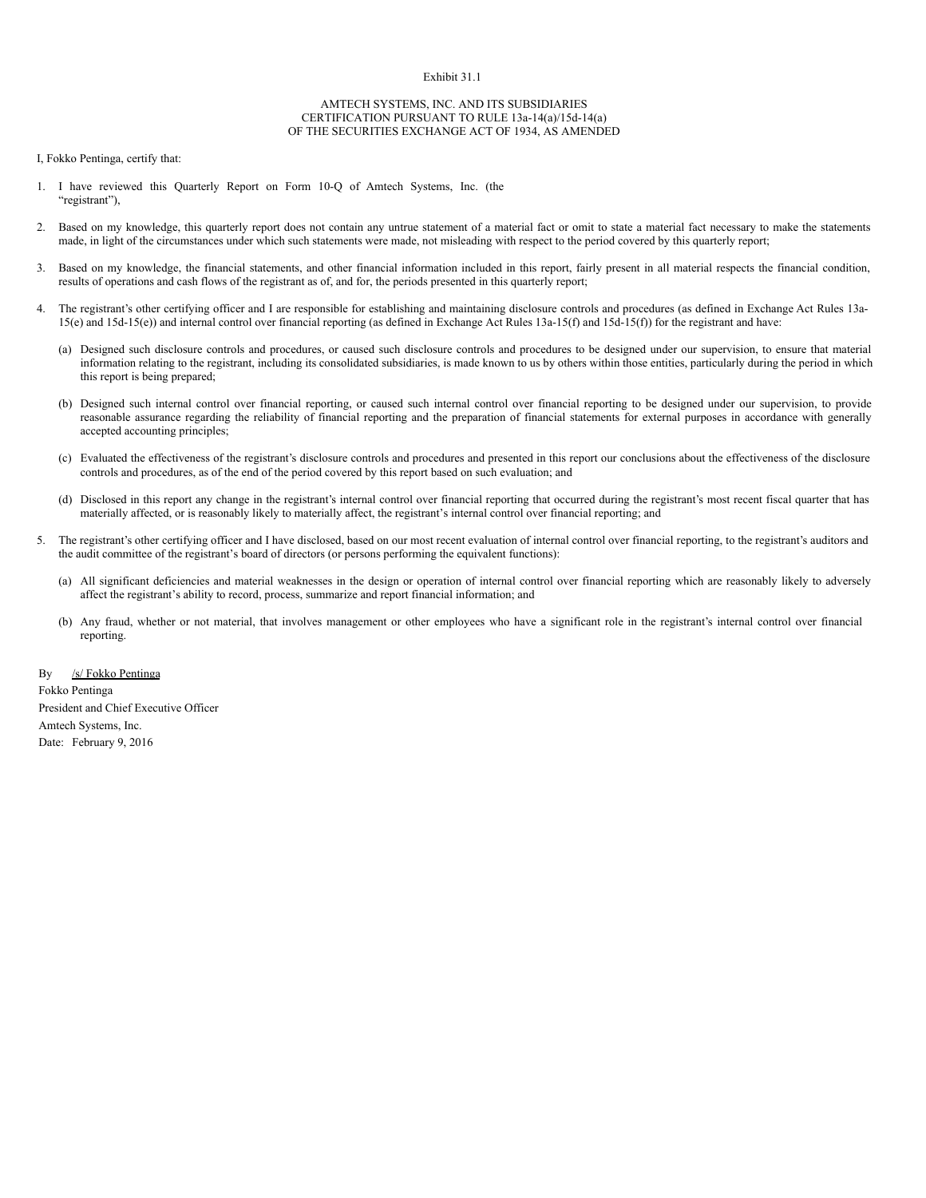Exhibit 31.1

AMTECH SYSTEMS, INC. AND ITS SUBSIDIARIES
CERTIFICATION PURSUANT TO RULE 13a-14(a)/15d-14(a)
OF THE SECURITIES EXCHANGE ACT OF 1934, AS AMENDED

I, Fokko Pentinga, certify that:

1. I have reviewed this Quarterly Report on Form 10-Q of Amtech Systems, Inc. (the "registrant"),

2. Based on my knowledge, this quarterly report does not contain any untrue statement of a material fact or omit to state a material fact necessary to make the statements made, in light of the circumstances under which such statements were made, not misleading with respect to the period covered by this quarterly report;

3. Based on my knowledge, the financial statements, and other financial information included in this report, fairly present in all material respects the financial condition, results of operations and cash flows of the registrant as of, and for, the periods presented in this quarterly report;

4. The registrant's other certifying officer and I are responsible for establishing and maintaining disclosure controls and procedures (as defined in Exchange Act Rules 13a-15(e) and 15d-15(e)) and internal control over financial reporting (as defined in Exchange Act Rules 13a-15(f) and 15d-15(f)) for the registrant and have:

   (a) Designed such disclosure controls and procedures, or caused such disclosure controls and procedures to be designed under our supervision, to ensure that material information relating to the registrant, including its consolidated subsidiaries, is made known to us by others within those entities, particularly during the period in which this report is being prepared;

   (b) Designed such internal control over financial reporting, or caused such internal control over financial reporting to be designed under our supervision, to provide reasonable assurance regarding the reliability of financial reporting and the preparation of financial statements for external purposes in accordance with generally accepted accounting principles;

   (c) Evaluated the effectiveness of the registrant's disclosure controls and procedures and presented in this report our conclusions about the effectiveness of the disclosure controls and procedures, as of the end of the period covered by this report based on such evaluation; and

   (d) Disclosed in this report any change in the registrant's internal control over financial reporting that occurred during the registrant's most recent fiscal quarter that has materially affected, or is reasonably likely to materially affect, the registrant's internal control over financial reporting; and

5. The registrant's other certifying officer and I have disclosed, based on our most recent evaluation of internal control over financial reporting, to the registrant's auditors and the audit committee of the registrant's board of directors (or persons performing the equivalent functions):

   (a) All significant deficiencies and material weaknesses in the design or operation of internal control over financial reporting which are reasonably likely to adversely affect the registrant's ability to record, process, summarize and report financial information; and

   (b) Any fraud, whether or not material, that involves management or other employees who have a significant role in the registrant's internal control over financial reporting.

By /s/ Fokko Pentinga
Fokko Pentinga
President and Chief Executive Officer
Amtech Systems, Inc.
Date: February 9, 2016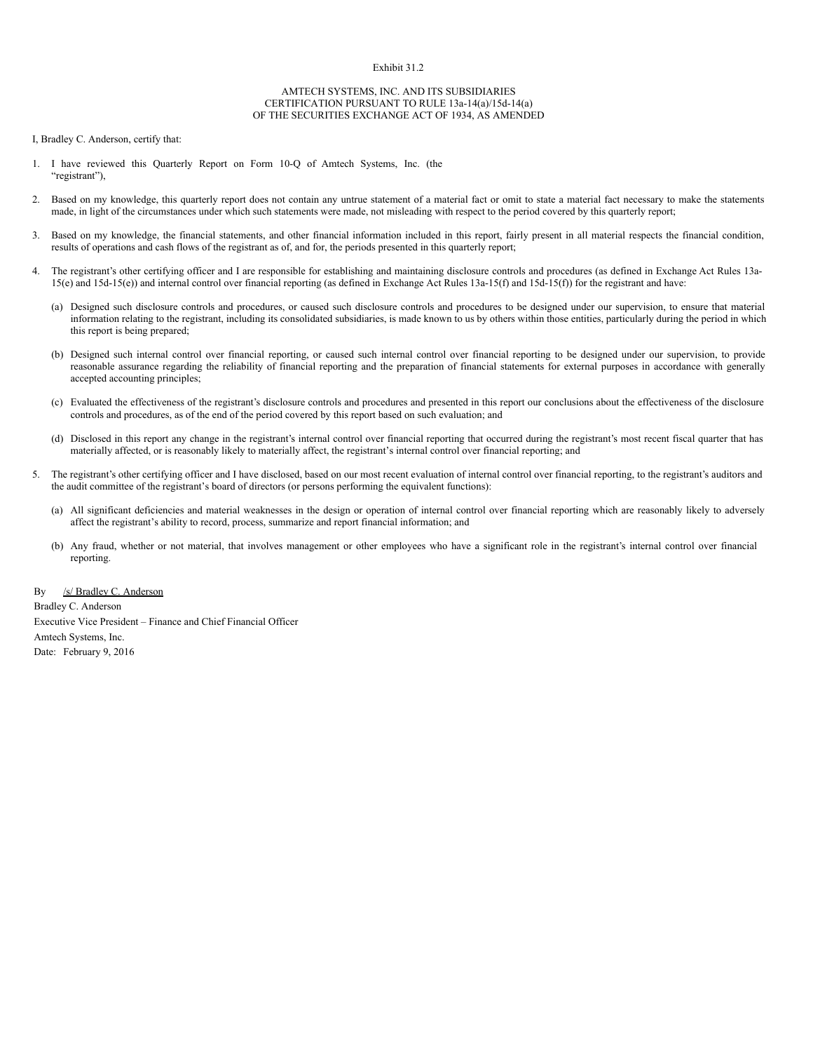Exhibit 31.2

AMTECH SYSTEMS, INC. AND ITS SUBSIDIARIES
CERTIFICATION PURSUANT TO RULE 13a-14(a)/15d-14(a)
OF THE SECURITIES EXCHANGE ACT OF 1934, AS AMENDED

I, Bradley C. Anderson, certify that:

1. I have reviewed this Quarterly Report on Form 10-Q of Amtech Systems, Inc. (the "registrant"),

2. Based on my knowledge, this quarterly report does not contain any untrue statement of a material fact or omit to state a material fact necessary to make the statements made, in light of the circumstances under which such statements were made, not misleading with respect to the period covered by this quarterly report;

3. Based on my knowledge, the financial statements, and other financial information included in this report, fairly present in all material respects the financial condition, results of operations and cash flows of the registrant as of, and for, the periods presented in this quarterly report;

4. The registrant's other certifying officer and I are responsible for establishing and maintaining disclosure controls and procedures (as defined in Exchange Act Rules 13a-15(e) and 15d-15(e)) and internal control over financial reporting (as defined in Exchange Act Rules 13a-15(f) and 15d-15(f)) for the registrant and have:

   (a) Designed such disclosure controls and procedures, or caused such disclosure controls and procedures to be designed under our supervision, to ensure that material information relating to the registrant, including its consolidated subsidiaries, is made known to us by others within those entities, particularly during the period in which this report is being prepared;

   (b) Designed such internal control over financial reporting, or caused such internal control over financial reporting to be designed under our supervision, to provide reasonable assurance regarding the reliability of financial reporting and the preparation of financial statements for external purposes in accordance with generally accepted accounting principles;

   (c) Evaluated the effectiveness of the registrant's disclosure controls and procedures and presented in this report our conclusions about the effectiveness of the disclosure controls and procedures, as of the end of the period covered by this report based on such evaluation; and

   (d) Disclosed in this report any change in the registrant's internal control over financial reporting that occurred during the registrant's most recent fiscal quarter that has materially affected, or is reasonably likely to materially affect, the registrant's internal control over financial reporting; and

5. The registrant's other certifying officer and I have disclosed, based on our most recent evaluation of internal control over financial reporting, to the registrant's auditors and the audit committee of the registrant's board of directors (or persons performing the equivalent functions):

   (a) All significant deficiencies and material weaknesses in the design or operation of internal control over financial reporting which are reasonably likely to adversely affect the registrant's ability to record, process, summarize and report financial information; and

   (b) Any fraud, whether or not material, that involves management or other employees who have a significant role in the registrant's internal control over financial reporting.

By /s/ Bradley C. Anderson
Bradley C. Anderson
Executive Vice President – Finance and Chief Financial Officer
Amtech Systems, Inc.
Date: February 9, 2016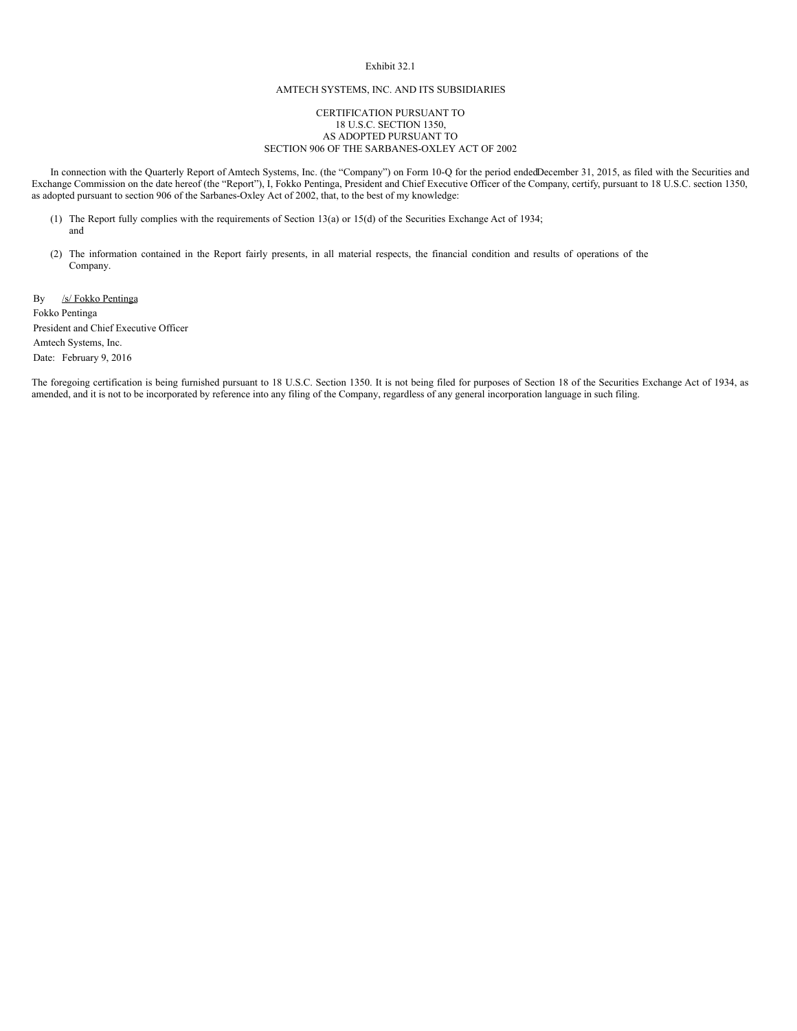Exhibit 32.1

AMTECH SYSTEMS, INC. AND ITS SUBSIDIARIES

CERTIFICATION PURSUANT TO
18 U.S.C. SECTION 1350,
AS ADOPTED PURSUANT TO
SECTION 906 OF THE SARBANES-OXLEY ACT OF 2002

In connection with the Quarterly Report of Amtech Systems, Inc. (the "Company") on Form 10-Q for the period ended December 31, 2015, as filed with the Securities and Exchange Commission on the date hereof (the "Report"), I, Fokko Pentinga, President and Chief Executive Officer of the Company, certify, pursuant to 18 U.S.C. section 1350, as adopted pursuant to section 906 of the Sarbanes-Oxley Act of 2002, that, to the best of my knowledge:

(1) The Report fully complies with the requirements of Section 13(a) or 15(d) of the Securities Exchange Act of 1934; and

(2) The information contained in the Report fairly presents, in all material respects, the financial condition and results of operations of the Company.

By /s/ Fokko Pentinga
Fokko Pentinga
President and Chief Executive Officer
Amtech Systems, Inc.
Date: February 9, 2016

The foregoing certification is being furnished pursuant to 18 U.S.C. Section 1350. It is not being filed for purposes of Section 18 of the Securities Exchange Act of 1934, as amended, and it is not to be incorporated by reference into any filing of the Company, regardless of any general incorporation language in such filing.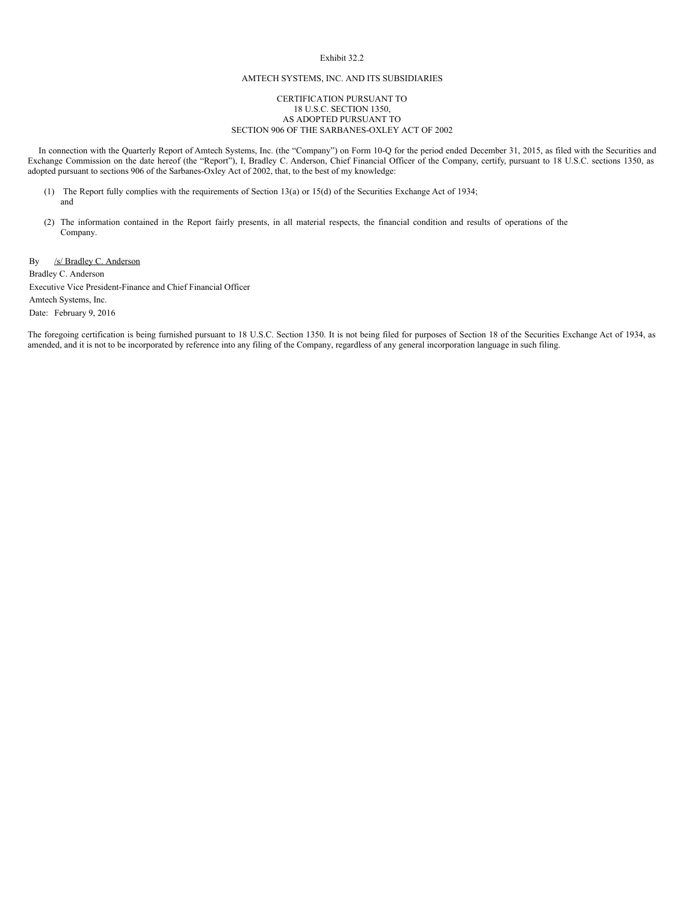Exhibit 32.2

AMTECH SYSTEMS, INC. AND ITS SUBSIDIARIES

CERTIFICATION PURSUANT TO
18 U.S.C. SECTION 1350,
AS ADOPTED PURSUANT TO
SECTION 906 OF THE SARBANES-OXLEY ACT OF 2002

In connection with the Quarterly Report of Amtech Systems, Inc. (the "Company") on Form 10-Q for the period ended December 31, 2015, as filed with the Securities and Exchange Commission on the date hereof (the "Report"), I, Bradley C. Anderson, Chief Financial Officer of the Company, certify, pursuant to 18 U.S.C. sections 1350, as adopted pursuant to sections 906 of the Sarbanes-Oxley Act of 2002, that, to the best of my knowledge:

(1) The Report fully complies with the requirements of Section 13(a) or 15(d) of the Securities Exchange Act of 1934; and

(2) The information contained in the Report fairly presents, in all material respects, the financial condition and results of operations of the Company.

By /s/ Bradley C. Anderson
Bradley C. Anderson
Executive Vice President-Finance and Chief Financial Officer
Amtech Systems, Inc.
Date: February 9, 2016

The foregoing certification is being furnished pursuant to 18 U.S.C. Section 1350. It is not being filed for purposes of Section 18 of the Securities Exchange Act of 1934, as amended, and it is not to be incorporated by reference into any filing of the Company, regardless of any general incorporation language in such filing.